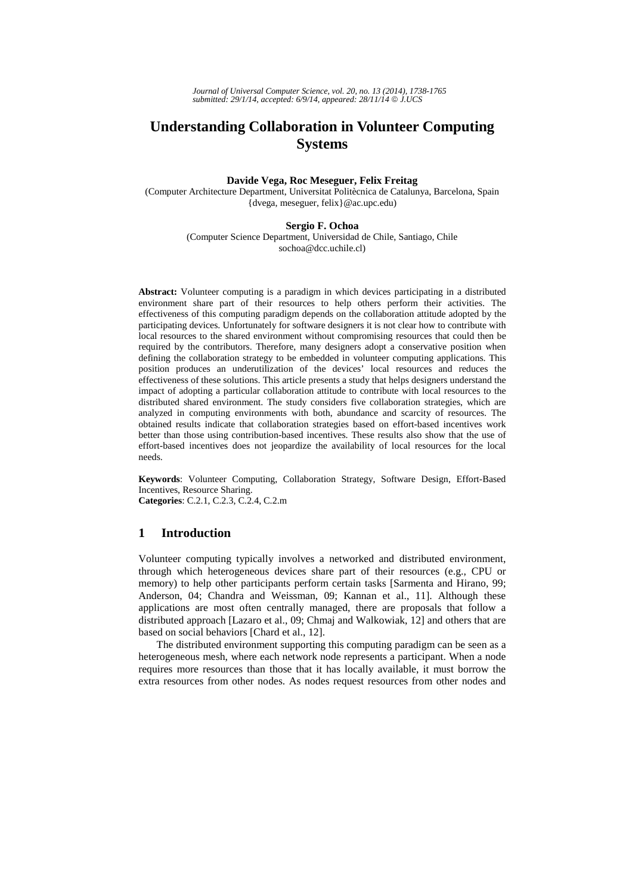*Journal of Universal Computer Science, vol. 20, no. 13 (2014), 1738-1765*
*submitted: 29/1/14, accepted: 6/9/14, appeared: 28/11/14 © J.UCS*

# Understanding Collaboration in Volunteer Computing Systems

**Davide Vega, Roc Meseguer, Felix Freitag**
(Computer Architecture Department, Universitat Politècnica de Catalunya, Barcelona, Spain
{dvega, meseguer, felix}@ac.upc.edu)

**Sergio F. Ochoa**
(Computer Science Department, Universidad de Chile, Santiago, Chile
sochoa@dcc.uchile.cl)

**Abstract:** Volunteer computing is a paradigm in which devices participating in a distributed environment share part of their resources to help others perform their activities. The effectiveness of this computing paradigm depends on the collaboration attitude adopted by the participating devices. Unfortunately for software designers it is not clear how to contribute with local resources to the shared environment without compromising resources that could then be required by the contributors. Therefore, many designers adopt a conservative position when defining the collaboration strategy to be embedded in volunteer computing applications. This position produces an underutilization of the devices' local resources and reduces the effectiveness of these solutions. This article presents a study that helps designers understand the impact of adopting a particular collaboration attitude to contribute with local resources to the distributed shared environment. The study considers five collaboration strategies, which are analyzed in computing environments with both, abundance and scarcity of resources. The obtained results indicate that collaboration strategies based on effort-based incentives work better than those using contribution-based incentives. These results also show that the use of effort-based incentives does not jeopardize the availability of local resources for the local needs.

**Keywords**: Volunteer Computing, Collaboration Strategy, Software Design, Effort-Based Incentives, Resource Sharing.
**Categories**: C.2.1, C.2.3, C.2.4, C.2.m

## 1 Introduction

Volunteer computing typically involves a networked and distributed environment, through which heterogeneous devices share part of their resources (e.g., CPU or memory) to help other participants perform certain tasks [Sarmenta and Hirano, 99; Anderson, 04; Chandra and Weissman, 09; Kannan et al., 11]. Although these applications are most often centrally managed, there are proposals that follow a distributed approach [Lazaro et al., 09; Chmaj and Walkowiak, 12] and others that are based on social behaviors [Chard et al., 12].

The distributed environment supporting this computing paradigm can be seen as a heterogeneous mesh, where each network node represents a participant. When a node requires more resources than those that it has locally available, it must borrow the extra resources from other nodes. As nodes request resources from other nodes and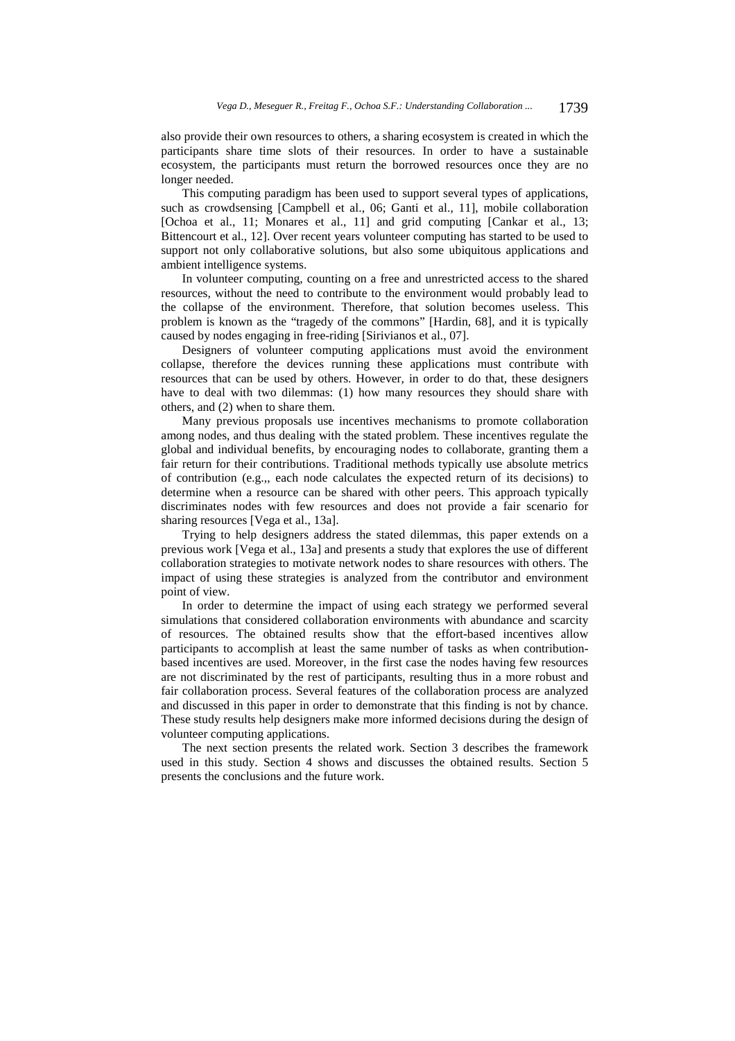also provide their own resources to others, a sharing ecosystem is created in which the participants share time slots of their resources. In order to have a sustainable ecosystem, the participants must return the borrowed resources once they are no longer needed.

This computing paradigm has been used to support several types of applications, such as crowdsensing [Campbell et al., 06; Ganti et al., 11], mobile collaboration [Ochoa et al., 11; Monares et al., 11] and grid computing [Cankar et al., 13; Bittencourt et al., 12]. Over recent years volunteer computing has started to be used to support not only collaborative solutions, but also some ubiquitous applications and ambient intelligence systems.

In volunteer computing, counting on a free and unrestricted access to the shared resources, without the need to contribute to the environment would probably lead to the collapse of the environment. Therefore, that solution becomes useless. This problem is known as the "tragedy of the commons" [Hardin, 68], and it is typically caused by nodes engaging in free-riding [Sirivianos et al., 07].

Designers of volunteer computing applications must avoid the environment collapse, therefore the devices running these applications must contribute with resources that can be used by others. However, in order to do that, these designers have to deal with two dilemmas: (1) how many resources they should share with others, and (2) when to share them.

Many previous proposals use incentives mechanisms to promote collaboration among nodes, and thus dealing with the stated problem. These incentives regulate the global and individual benefits, by encouraging nodes to collaborate, granting them a fair return for their contributions. Traditional methods typically use absolute metrics of contribution (e.g.,, each node calculates the expected return of its decisions) to determine when a resource can be shared with other peers. This approach typically discriminates nodes with few resources and does not provide a fair scenario for sharing resources [Vega et al., 13a].

Trying to help designers address the stated dilemmas, this paper extends on a previous work [Vega et al., 13a] and presents a study that explores the use of different collaboration strategies to motivate network nodes to share resources with others. The impact of using these strategies is analyzed from the contributor and environment point of view.

In order to determine the impact of using each strategy we performed several simulations that considered collaboration environments with abundance and scarcity of resources. The obtained results show that the effort-based incentives allow participants to accomplish at least the same number of tasks as when contribution-based incentives are used. Moreover, in the first case the nodes having few resources are not discriminated by the rest of participants, resulting thus in a more robust and fair collaboration process. Several features of the collaboration process are analyzed and discussed in this paper in order to demonstrate that this finding is not by chance. These study results help designers make more informed decisions during the design of volunteer computing applications.

The next section presents the related work. Section 3 describes the framework used in this study. Section 4 shows and discusses the obtained results. Section 5 presents the conclusions and the future work.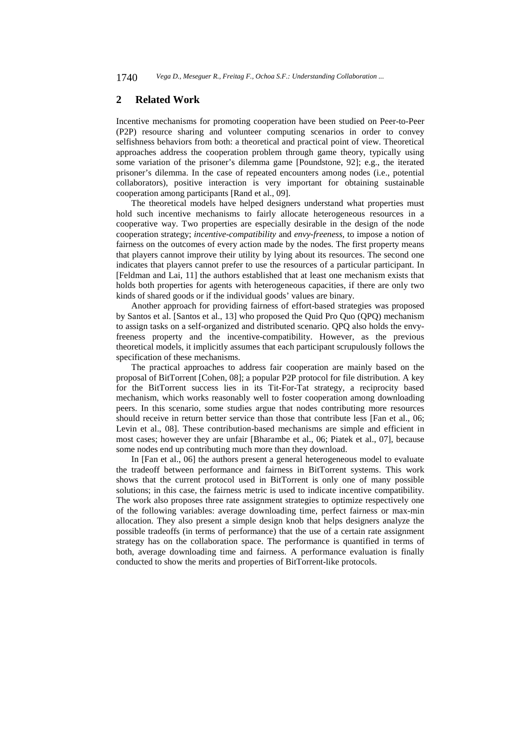## 2 Related Work

Incentive mechanisms for promoting cooperation have been studied on Peer-to-Peer (P2P) resource sharing and volunteer computing scenarios in order to convey selfishness behaviors from both: a theoretical and practical point of view. Theoretical approaches address the cooperation problem through game theory, typically using some variation of the prisoner's dilemma game [Poundstone, 92]; e.g., the iterated prisoner's dilemma. In the case of repeated encounters among nodes (i.e., potential collaborators), positive interaction is very important for obtaining sustainable cooperation among participants [Rand et al., 09].

The theoretical models have helped designers understand what properties must hold such incentive mechanisms to fairly allocate heterogeneous resources in a cooperative way. Two properties are especially desirable in the design of the node cooperation strategy; *incentive-compatibility* and *envy-freeness*, to impose a notion of fairness on the outcomes of every action made by the nodes. The first property means that players cannot improve their utility by lying about its resources. The second one indicates that players cannot prefer to use the resources of a particular participant. In [Feldman and Lai, 11] the authors established that at least one mechanism exists that holds both properties for agents with heterogeneous capacities, if there are only two kinds of shared goods or if the individual goods' values are binary.

Another approach for providing fairness of effort-based strategies was proposed by Santos et al. [Santos et al., 13] who proposed the Quid Pro Quo (QPQ) mechanism to assign tasks on a self-organized and distributed scenario. QPQ also holds the envy-freeness property and the incentive-compatibility. However, as the previous theoretical models, it implicitly assumes that each participant scrupulously follows the specification of these mechanisms.

The practical approaches to address fair cooperation are mainly based on the proposal of BitTorrent [Cohen, 08]; a popular P2P protocol for file distribution. A key for the BitTorrent success lies in its Tit-For-Tat strategy, a reciprocity based mechanism, which works reasonably well to foster cooperation among downloading peers. In this scenario, some studies argue that nodes contributing more resources should receive in return better service than those that contribute less [Fan et al., 06; Levin et al., 08]. These contribution-based mechanisms are simple and efficient in most cases; however they are unfair [Bharambe et al., 06; Piatek et al., 07], because some nodes end up contributing much more than they download.

In [Fan et al., 06] the authors present a general heterogeneous model to evaluate the tradeoff between performance and fairness in BitTorrent systems. This work shows that the current protocol used in BitTorrent is only one of many possible solutions; in this case, the fairness metric is used to indicate incentive compatibility. The work also proposes three rate assignment strategies to optimize respectively one of the following variables: average downloading time, perfect fairness or max-min allocation. They also present a simple design knob that helps designers analyze the possible tradeoffs (in terms of performance) that the use of a certain rate assignment strategy has on the collaboration space. The performance is quantified in terms of both, average downloading time and fairness. A performance evaluation is finally conducted to show the merits and properties of BitTorrent-like protocols.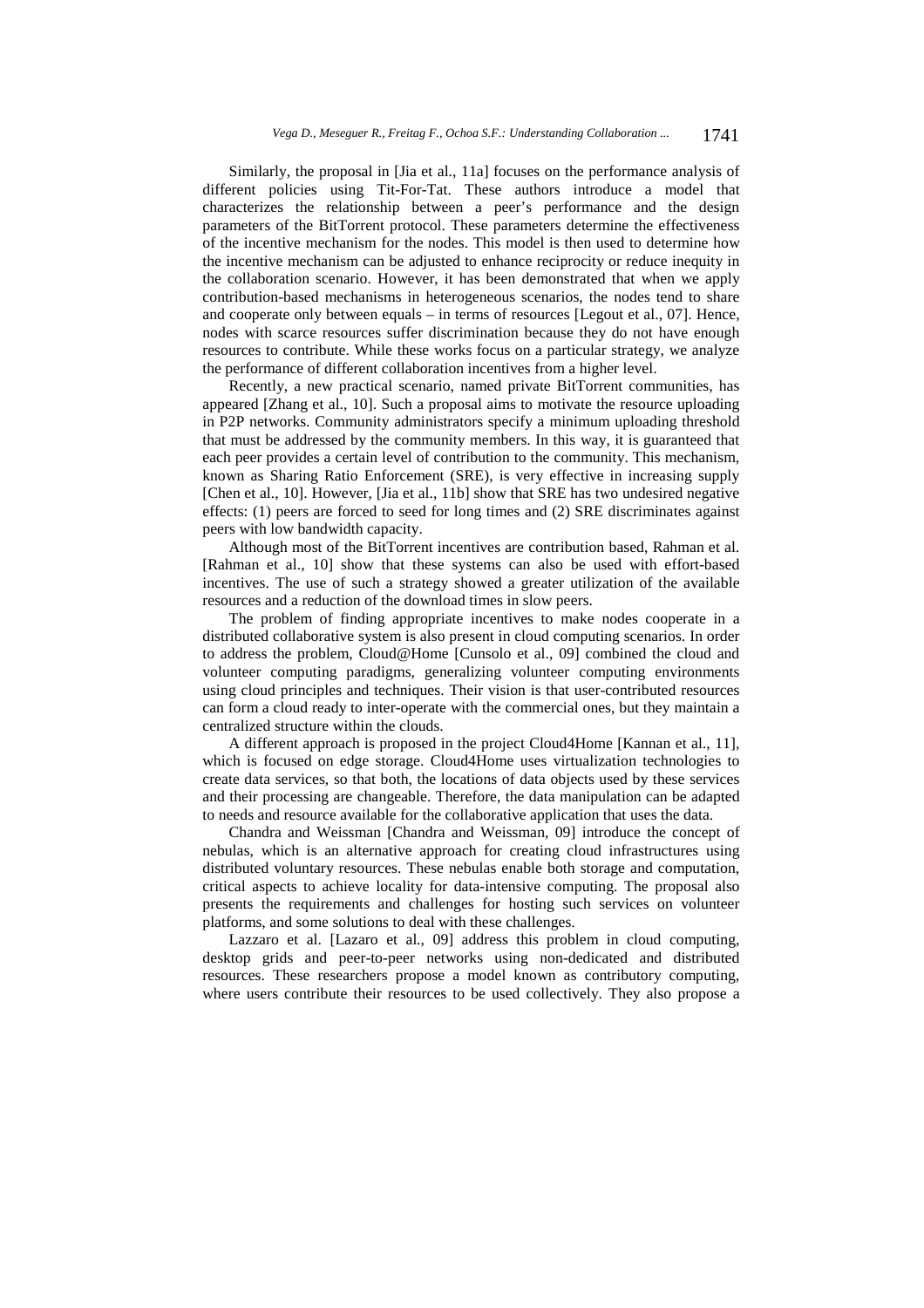Similarly, the proposal in [Jia et al., 11a] focuses on the performance analysis of different policies using Tit-For-Tat. These authors introduce a model that characterizes the relationship between a peer's performance and the design parameters of the BitTorrent protocol. These parameters determine the effectiveness of the incentive mechanism for the nodes. This model is then used to determine how the incentive mechanism can be adjusted to enhance reciprocity or reduce inequity in the collaboration scenario. However, it has been demonstrated that when we apply contribution-based mechanisms in heterogeneous scenarios, the nodes tend to share and cooperate only between equals – in terms of resources [Legout et al., 07]. Hence, nodes with scarce resources suffer discrimination because they do not have enough resources to contribute. While these works focus on a particular strategy, we analyze the performance of different collaboration incentives from a higher level.

Recently, a new practical scenario, named private BitTorrent communities, has appeared [Zhang et al., 10]. Such a proposal aims to motivate the resource uploading in P2P networks. Community administrators specify a minimum uploading threshold that must be addressed by the community members. In this way, it is guaranteed that each peer provides a certain level of contribution to the community. This mechanism, known as Sharing Ratio Enforcement (SRE), is very effective in increasing supply [Chen et al., 10]. However, [Jia et al., 11b] show that SRE has two undesired negative effects: (1) peers are forced to seed for long times and (2) SRE discriminates against peers with low bandwidth capacity.

Although most of the BitTorrent incentives are contribution based, Rahman et al. [Rahman et al., 10] show that these systems can also be used with effort-based incentives. The use of such a strategy showed a greater utilization of the available resources and a reduction of the download times in slow peers.

The problem of finding appropriate incentives to make nodes cooperate in a distributed collaborative system is also present in cloud computing scenarios. In order to address the problem, Cloud@Home [Cunsolo et al., 09] combined the cloud and volunteer computing paradigms, generalizing volunteer computing environments using cloud principles and techniques. Their vision is that user-contributed resources can form a cloud ready to inter-operate with the commercial ones, but they maintain a centralized structure within the clouds.

A different approach is proposed in the project Cloud4Home [Kannan et al., 11], which is focused on edge storage. Cloud4Home uses virtualization technologies to create data services, so that both, the locations of data objects used by these services and their processing are changeable. Therefore, the data manipulation can be adapted to needs and resource available for the collaborative application that uses the data.

Chandra and Weissman [Chandra and Weissman, 09] introduce the concept of nebulas, which is an alternative approach for creating cloud infrastructures using distributed voluntary resources. These nebulas enable both storage and computation, critical aspects to achieve locality for data-intensive computing. The proposal also presents the requirements and challenges for hosting such services on volunteer platforms, and some solutions to deal with these challenges.

Lazzaro et al. [Lazaro et al., 09] address this problem in cloud computing, desktop grids and peer-to-peer networks using non-dedicated and distributed resources. These researchers propose a model known as contributory computing, where users contribute their resources to be used collectively. They also propose a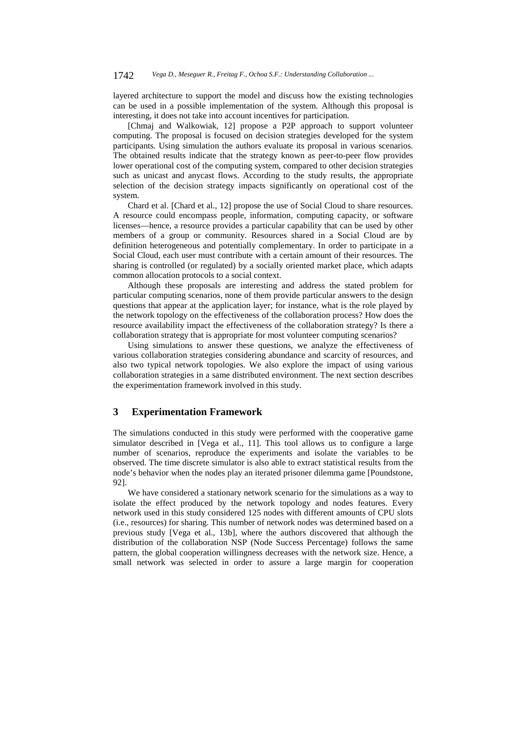layered architecture to support the model and discuss how the existing technologies can be used in a possible implementation of the system. Although this proposal is interesting, it does not take into account incentives for participation.

[Chmaj and Walkowiak, 12] propose a P2P approach to support volunteer computing. The proposal is focused on decision strategies developed for the system participants. Using simulation the authors evaluate its proposal in various scenarios. The obtained results indicate that the strategy known as peer-to-peer flow provides lower operational cost of the computing system, compared to other decision strategies such as unicast and anycast flows. According to the study results, the appropriate selection of the decision strategy impacts significantly on operational cost of the system.

Chard et al. [Chard et al., 12] propose the use of Social Cloud to share resources. A resource could encompass people, information, computing capacity, or software licenses—hence, a resource provides a particular capability that can be used by other members of a group or community. Resources shared in a Social Cloud are by definition heterogeneous and potentially complementary. In order to participate in a Social Cloud, each user must contribute with a certain amount of their resources. The sharing is controlled (or regulated) by a socially oriented market place, which adapts common allocation protocols to a social context.

Although these proposals are interesting and address the stated problem for particular computing scenarios, none of them provide particular answers to the design questions that appear at the application layer; for instance, what is the role played by the network topology on the effectiveness of the collaboration process? How does the resource availability impact the effectiveness of the collaboration strategy? Is there a collaboration strategy that is appropriate for most volunteer computing scenarios?

Using simulations to answer these questions, we analyze the effectiveness of various collaboration strategies considering abundance and scarcity of resources, and also two typical network topologies. We also explore the impact of using various collaboration strategies in a same distributed environment. The next section describes the experimentation framework involved in this study.

## 3 Experimentation Framework

The simulations conducted in this study were performed with the cooperative game simulator described in [Vega et al., 11]. This tool allows us to configure a large number of scenarios, reproduce the experiments and isolate the variables to be observed. The time discrete simulator is also able to extract statistical results from the node's behavior when the nodes play an iterated prisoner dilemma game [Poundstone, 92].

We have considered a stationary network scenario for the simulations as a way to isolate the effect produced by the network topology and nodes features. Every network used in this study considered 125 nodes with different amounts of CPU slots (i.e., resources) for sharing. This number of network nodes was determined based on a previous study [Vega et al., 13b], where the authors discovered that although the distribution of the collaboration NSP (Node Success Percentage) follows the same pattern, the global cooperation willingness decreases with the network size. Hence, a small network was selected in order to assure a large margin for cooperation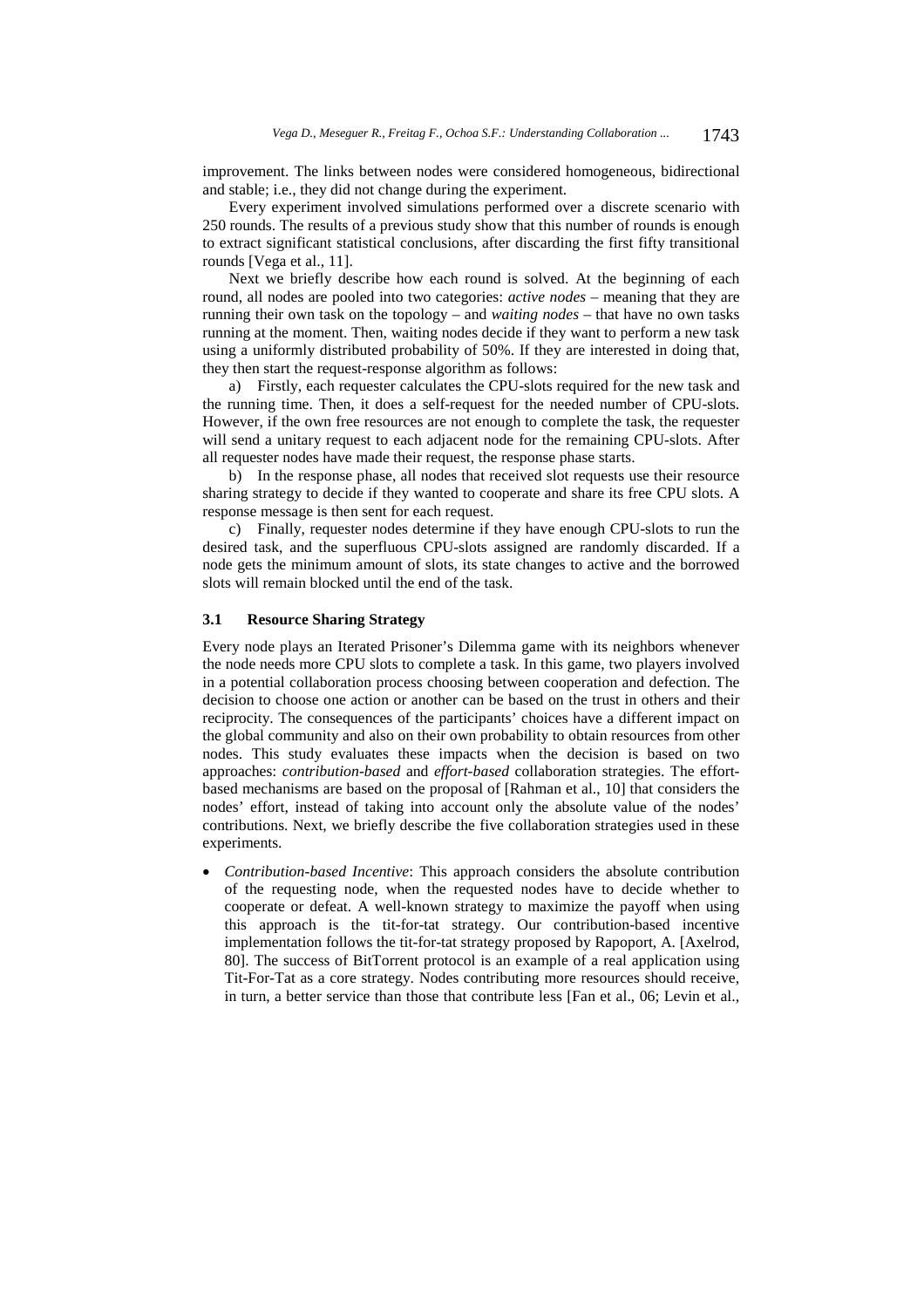improvement. The links between nodes were considered homogeneous, bidirectional and stable; i.e., they did not change during the experiment.

Every experiment involved simulations performed over a discrete scenario with 250 rounds. The results of a previous study show that this number of rounds is enough to extract significant statistical conclusions, after discarding the first fifty transitional rounds [Vega et al., 11].

Next we briefly describe how each round is solved. At the beginning of each round, all nodes are pooled into two categories: *active nodes* – meaning that they are running their own task on the topology – and *waiting nodes* – that have no own tasks running at the moment. Then, waiting nodes decide if they want to perform a new task using a uniformly distributed probability of 50%. If they are interested in doing that, they then start the request-response algorithm as follows:

a) Firstly, each requester calculates the CPU-slots required for the new task and the running time. Then, it does a self-request for the needed number of CPU-slots. However, if the own free resources are not enough to complete the task, the requester will send a unitary request to each adjacent node for the remaining CPU-slots. After all requester nodes have made their request, the response phase starts.

b) In the response phase, all nodes that received slot requests use their resource sharing strategy to decide if they wanted to cooperate and share its free CPU slots. A response message is then sent for each request.

c) Finally, requester nodes determine if they have enough CPU-slots to run the desired task, and the superfluous CPU-slots assigned are randomly discarded. If a node gets the minimum amount of slots, its state changes to active and the borrowed slots will remain blocked until the end of the task.

### 3.1 Resource Sharing Strategy

Every node plays an Iterated Prisoner's Dilemma game with its neighbors whenever the node needs more CPU slots to complete a task. In this game, two players involved in a potential collaboration process choosing between cooperation and defection. The decision to choose one action or another can be based on the trust in others and their reciprocity. The consequences of the participants' choices have a different impact on the global community and also on their own probability to obtain resources from other nodes. This study evaluates these impacts when the decision is based on two approaches: *contribution-based* and *effort-based* collaboration strategies. The effort-based mechanisms are based on the proposal of [Rahman et al., 10] that considers the nodes' effort, instead of taking into account only the absolute value of the nodes' contributions. Next, we briefly describe the five collaboration strategies used in these experiments.

- *Contribution-based Incentive*: This approach considers the absolute contribution of the requesting node, when the requested nodes have to decide whether to cooperate or defeat. A well-known strategy to maximize the payoff when using this approach is the tit-for-tat strategy. Our contribution-based incentive implementation follows the tit-for-tat strategy proposed by Rapoport, A. [Axelrod, 80]. The success of BitTorrent protocol is an example of a real application using Tit-For-Tat as a core strategy. Nodes contributing more resources should receive, in turn, a better service than those that contribute less [Fan et al., 06; Levin et al.,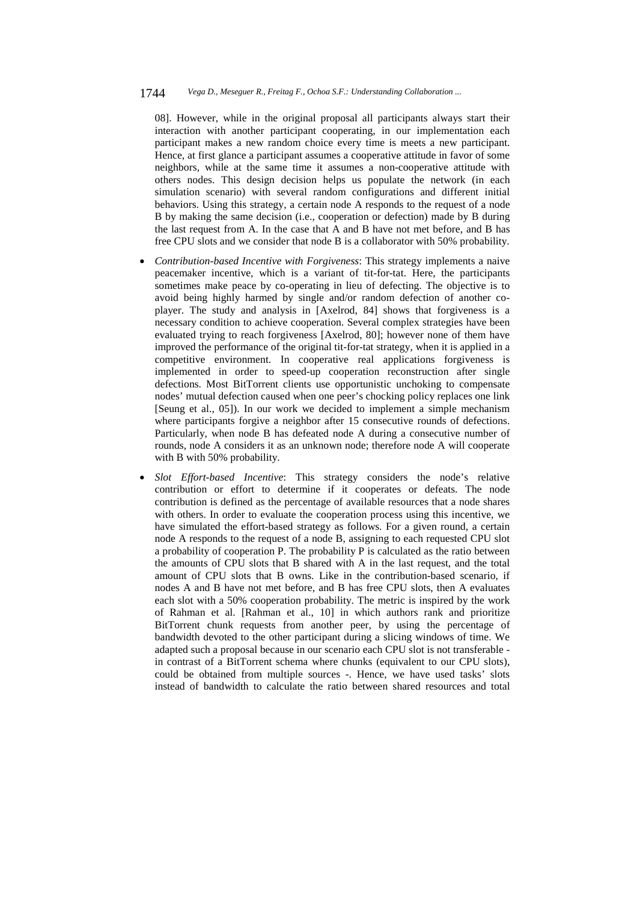08]. However, while in the original proposal all participants always start their interaction with another participant cooperating, in our implementation each participant makes a new random choice every time is meets a new participant. Hence, at first glance a participant assumes a cooperative attitude in favor of some neighbors, while at the same time it assumes a non-cooperative attitude with others nodes. This design decision helps us populate the network (in each simulation scenario) with several random configurations and different initial behaviors. Using this strategy, a certain node A responds to the request of a node B by making the same decision (i.e., cooperation or defection) made by B during the last request from A. In the case that A and B have not met before, and B has free CPU slots and we consider that node B is a collaborator with 50% probability.

- *Contribution-based Incentive with Forgiveness*: This strategy implements a naive peacemaker incentive, which is a variant of tit-for-tat. Here, the participants sometimes make peace by co-operating in lieu of defecting. The objective is to avoid being highly harmed by single and/or random defection of another co-player. The study and analysis in [Axelrod, 84] shows that forgiveness is a necessary condition to achieve cooperation. Several complex strategies have been evaluated trying to reach forgiveness [Axelrod, 80]; however none of them have improved the performance of the original tit-for-tat strategy, when it is applied in a competitive environment. In cooperative real applications forgiveness is implemented in order to speed-up cooperation reconstruction after single defections. Most BitTorrent clients use opportunistic unchoking to compensate nodes' mutual defection caused when one peer's chocking policy replaces one link [Seung et al., 05]). In our work we decided to implement a simple mechanism where participants forgive a neighbor after 15 consecutive rounds of defections. Particularly, when node B has defeated node A during a consecutive number of rounds, node A considers it as an unknown node; therefore node A will cooperate with B with 50% probability.
- *Slot Effort-based Incentive*: This strategy considers the node's relative contribution or effort to determine if it cooperates or defeats. The node contribution is defined as the percentage of available resources that a node shares with others. In order to evaluate the cooperation process using this incentive, we have simulated the effort-based strategy as follows. For a given round, a certain node A responds to the request of a node B, assigning to each requested CPU slot a probability of cooperation P. The probability P is calculated as the ratio between the amounts of CPU slots that B shared with A in the last request, and the total amount of CPU slots that B owns. Like in the contribution-based scenario, if nodes A and B have not met before, and B has free CPU slots, then A evaluates each slot with a 50% cooperation probability. The metric is inspired by the work of Rahman et al. [Rahman et al., 10] in which authors rank and prioritize BitTorrent chunk requests from another peer, by using the percentage of bandwidth devoted to the other participant during a slicing windows of time. We adapted such a proposal because in our scenario each CPU slot is not transferable - in contrast of a BitTorrent schema where chunks (equivalent to our CPU slots), could be obtained from multiple sources -. Hence, we have used tasks' slots instead of bandwidth to calculate the ratio between shared resources and total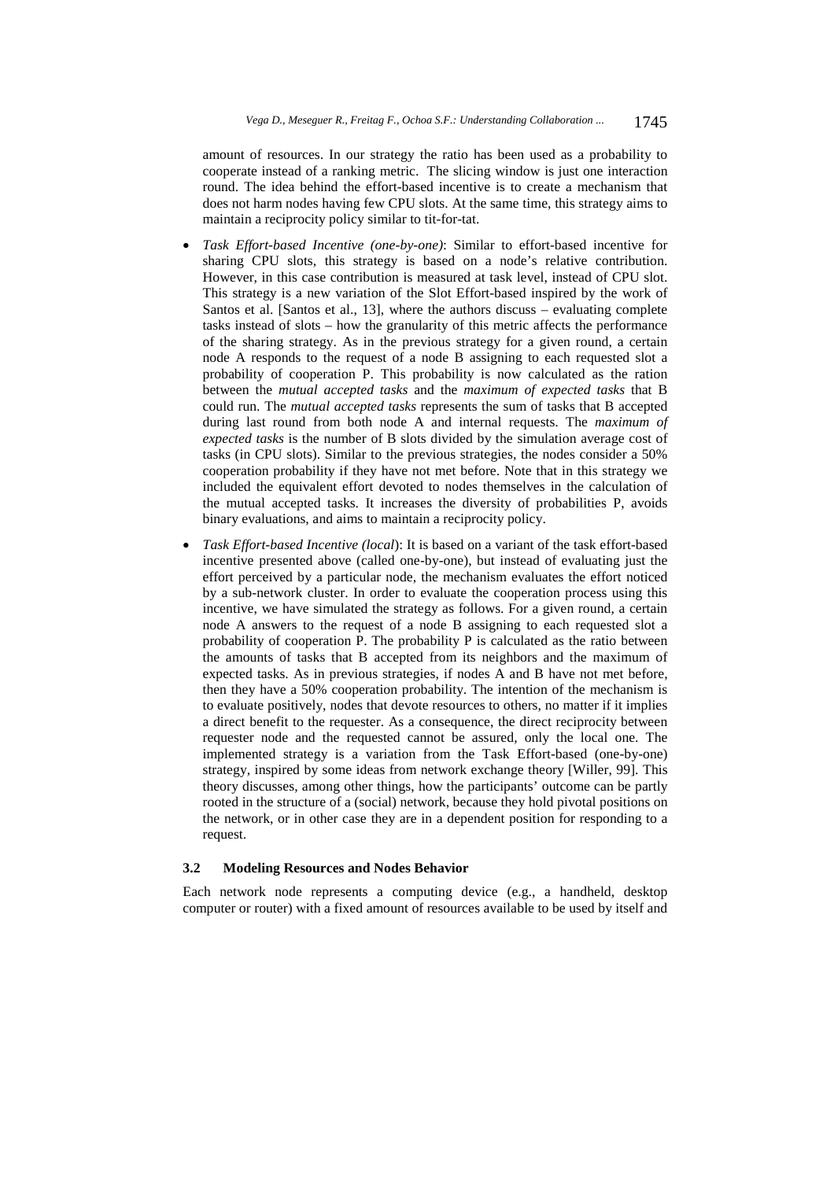amount of resources. In our strategy the ratio has been used as a probability to cooperate instead of a ranking metric. The slicing window is just one interaction round. The idea behind the effort-based incentive is to create a mechanism that does not harm nodes having few CPU slots. At the same time, this strategy aims to maintain a reciprocity policy similar to tit-for-tat.

- *Task Effort-based Incentive (one-by-one)*: Similar to effort-based incentive for sharing CPU slots, this strategy is based on a node's relative contribution. However, in this case contribution is measured at task level, instead of CPU slot. This strategy is a new variation of the Slot Effort-based inspired by the work of Santos et al. [Santos et al., 13], where the authors discuss – evaluating complete tasks instead of slots – how the granularity of this metric affects the performance of the sharing strategy. As in the previous strategy for a given round, a certain node A responds to the request of a node B assigning to each requested slot a probability of cooperation P. This probability is now calculated as the ration between the *mutual accepted tasks* and the *maximum of expected tasks* that B could run. The *mutual accepted tasks* represents the sum of tasks that B accepted during last round from both node A and internal requests. The *maximum of expected tasks* is the number of B slots divided by the simulation average cost of tasks (in CPU slots). Similar to the previous strategies, the nodes consider a 50% cooperation probability if they have not met before. Note that in this strategy we included the equivalent effort devoted to nodes themselves in the calculation of the mutual accepted tasks. It increases the diversity of probabilities P, avoids binary evaluations, and aims to maintain a reciprocity policy.

- *Task Effort-based Incentive (local)*: It is based on a variant of the task effort-based incentive presented above (called one-by-one), but instead of evaluating just the effort perceived by a particular node, the mechanism evaluates the effort noticed by a sub-network cluster. In order to evaluate the cooperation process using this incentive, we have simulated the strategy as follows. For a given round, a certain node A answers to the request of a node B assigning to each requested slot a probability of cooperation P. The probability P is calculated as the ratio between the amounts of tasks that B accepted from its neighbors and the maximum of expected tasks. As in previous strategies, if nodes A and B have not met before, then they have a 50% cooperation probability. The intention of the mechanism is to evaluate positively, nodes that devote resources to others, no matter if it implies a direct benefit to the requester. As a consequence, the direct reciprocity between requester node and the requested cannot be assured, only the local one. The implemented strategy is a variation from the Task Effort-based (one-by-one) strategy, inspired by some ideas from network exchange theory [Willer, 99]. This theory discusses, among other things, how the participants' outcome can be partly rooted in the structure of a (social) network, because they hold pivotal positions on the network, or in other case they are in a dependent position for responding to a request.

### 3.2 Modeling Resources and Nodes Behavior

Each network node represents a computing device (e.g., a handheld, desktop computer or router) with a fixed amount of resources available to be used by itself and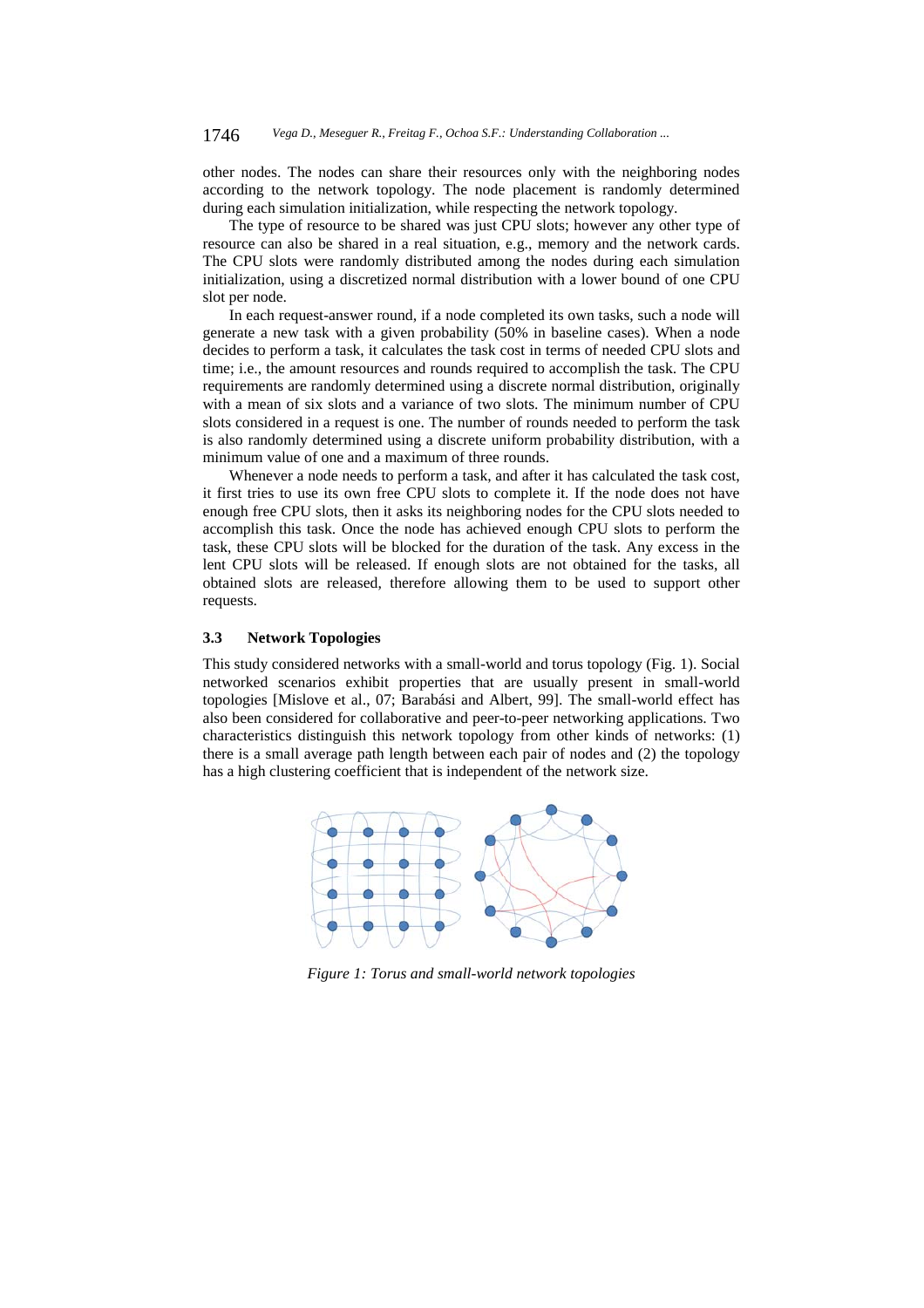other nodes. The nodes can share their resources only with the neighboring nodes according to the network topology. The node placement is randomly determined during each simulation initialization, while respecting the network topology.

The type of resource to be shared was just CPU slots; however any other type of resource can also be shared in a real situation, e.g., memory and the network cards. The CPU slots were randomly distributed among the nodes during each simulation initialization, using a discretized normal distribution with a lower bound of one CPU slot per node.

In each request-answer round, if a node completed its own tasks, such a node will generate a new task with a given probability (50% in baseline cases). When a node decides to perform a task, it calculates the task cost in terms of needed CPU slots and time; i.e., the amount resources and rounds required to accomplish the task. The CPU requirements are randomly determined using a discrete normal distribution, originally with a mean of six slots and a variance of two slots. The minimum number of CPU slots considered in a request is one. The number of rounds needed to perform the task is also randomly determined using a discrete uniform probability distribution, with a minimum value of one and a maximum of three rounds.

Whenever a node needs to perform a task, and after it has calculated the task cost, it first tries to use its own free CPU slots to complete it. If the node does not have enough free CPU slots, then it asks its neighboring nodes for the CPU slots needed to accomplish this task. Once the node has achieved enough CPU slots to perform the task, these CPU slots will be blocked for the duration of the task. Any excess in the lent CPU slots will be released. If enough slots are not obtained for the tasks, all obtained slots are released, therefore allowing them to be used to support other requests.

### 3.3 Network Topologies

This study considered networks with a small-world and torus topology (Fig. 1). Social networked scenarios exhibit properties that are usually present in small-world topologies [Mislove et al., 07; Barabási and Albert, 99]. The small-world effect has also been considered for collaborative and peer-to-peer networking applications. Two characteristics distinguish this network topology from other kinds of networks: (1) there is a small average path length between each pair of nodes and (2) the topology has a high clustering coefficient that is independent of the network size.

*Figure 1: Torus and small-world network topologies*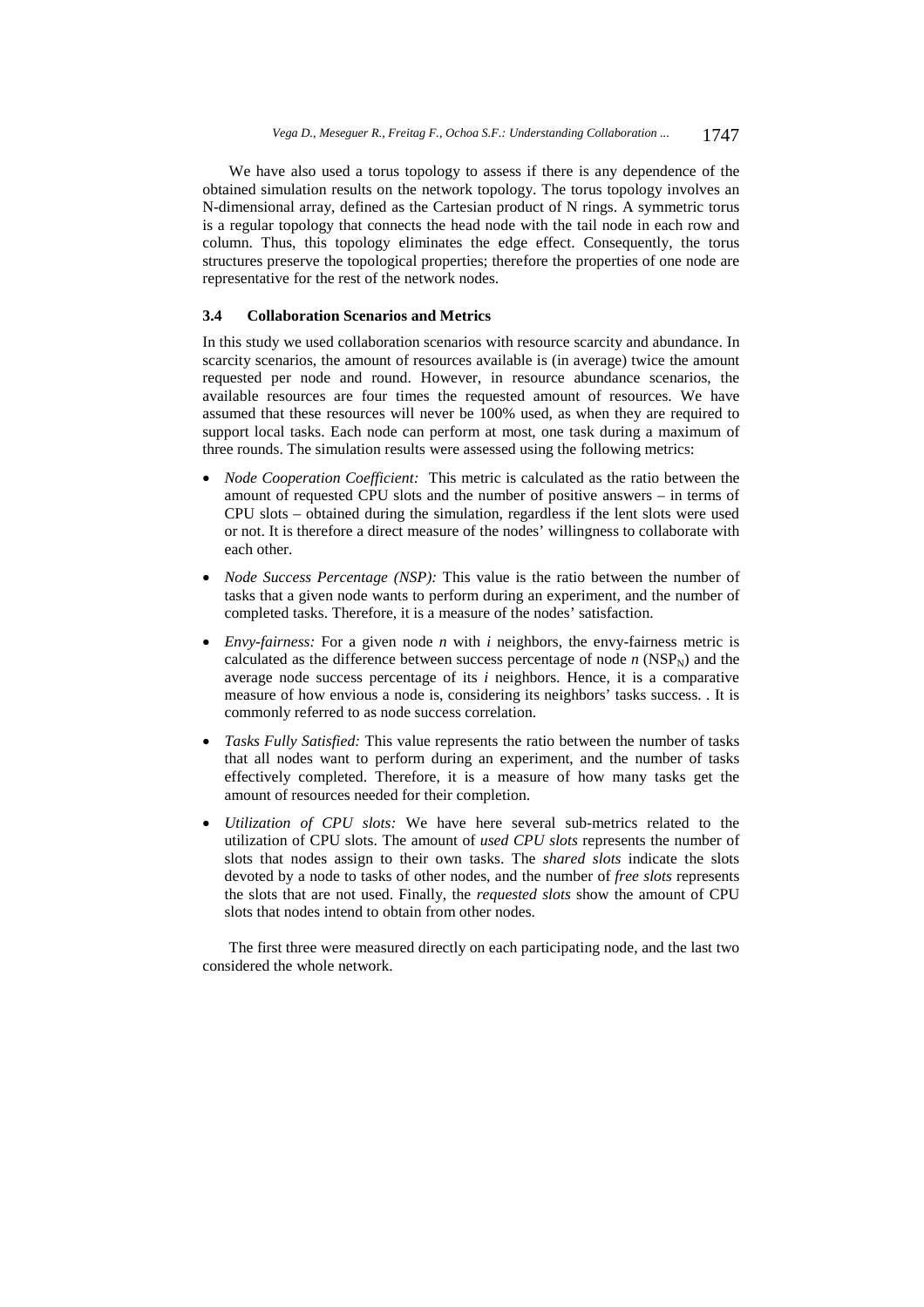We have also used a torus topology to assess if there is any dependence of the obtained simulation results on the network topology. The torus topology involves an N-dimensional array, defined as the Cartesian product of N rings. A symmetric torus is a regular topology that connects the head node with the tail node in each row and column. Thus, this topology eliminates the edge effect. Consequently, the torus structures preserve the topological properties; therefore the properties of one node are representative for the rest of the network nodes.

### 3.4 Collaboration Scenarios and Metrics

In this study we used collaboration scenarios with resource scarcity and abundance. In scarcity scenarios, the amount of resources available is (in average) twice the amount requested per node and round. However, in resource abundance scenarios, the available resources are four times the requested amount of resources. We have assumed that these resources will never be 100% used, as when they are required to support local tasks. Each node can perform at most, one task during a maximum of three rounds. The simulation results were assessed using the following metrics:

- *Node Cooperation Coefficient:* This metric is calculated as the ratio between the amount of requested CPU slots and the number of positive answers – in terms of CPU slots – obtained during the simulation, regardless if the lent slots were used or not. It is therefore a direct measure of the nodes' willingness to collaborate with each other.
- *Node Success Percentage (NSP):* This value is the ratio between the number of tasks that a given node wants to perform during an experiment, and the number of completed tasks. Therefore, it is a measure of the nodes' satisfaction.
- *Envy-fairness:* For a given node *n* with *i* neighbors, the envy-fairness metric is calculated as the difference between success percentage of node *n* ($NSP_N$) and the average node success percentage of its *i* neighbors. Hence, it is a comparative measure of how envious a node is, considering its neighbors' tasks success. . It is commonly referred to as node success correlation.
- *Tasks Fully Satisfied:* This value represents the ratio between the number of tasks that all nodes want to perform during an experiment, and the number of tasks effectively completed. Therefore, it is a measure of how many tasks get the amount of resources needed for their completion.
- *Utilization of CPU slots:* We have here several sub-metrics related to the utilization of CPU slots. The amount of *used CPU slots* represents the number of slots that nodes assign to their own tasks. The *shared slots* indicate the slots devoted by a node to tasks of other nodes, and the number of *free slots* represents the slots that are not used. Finally, the *requested slots* show the amount of CPU slots that nodes intend to obtain from other nodes.

The first three were measured directly on each participating node, and the last two considered the whole network.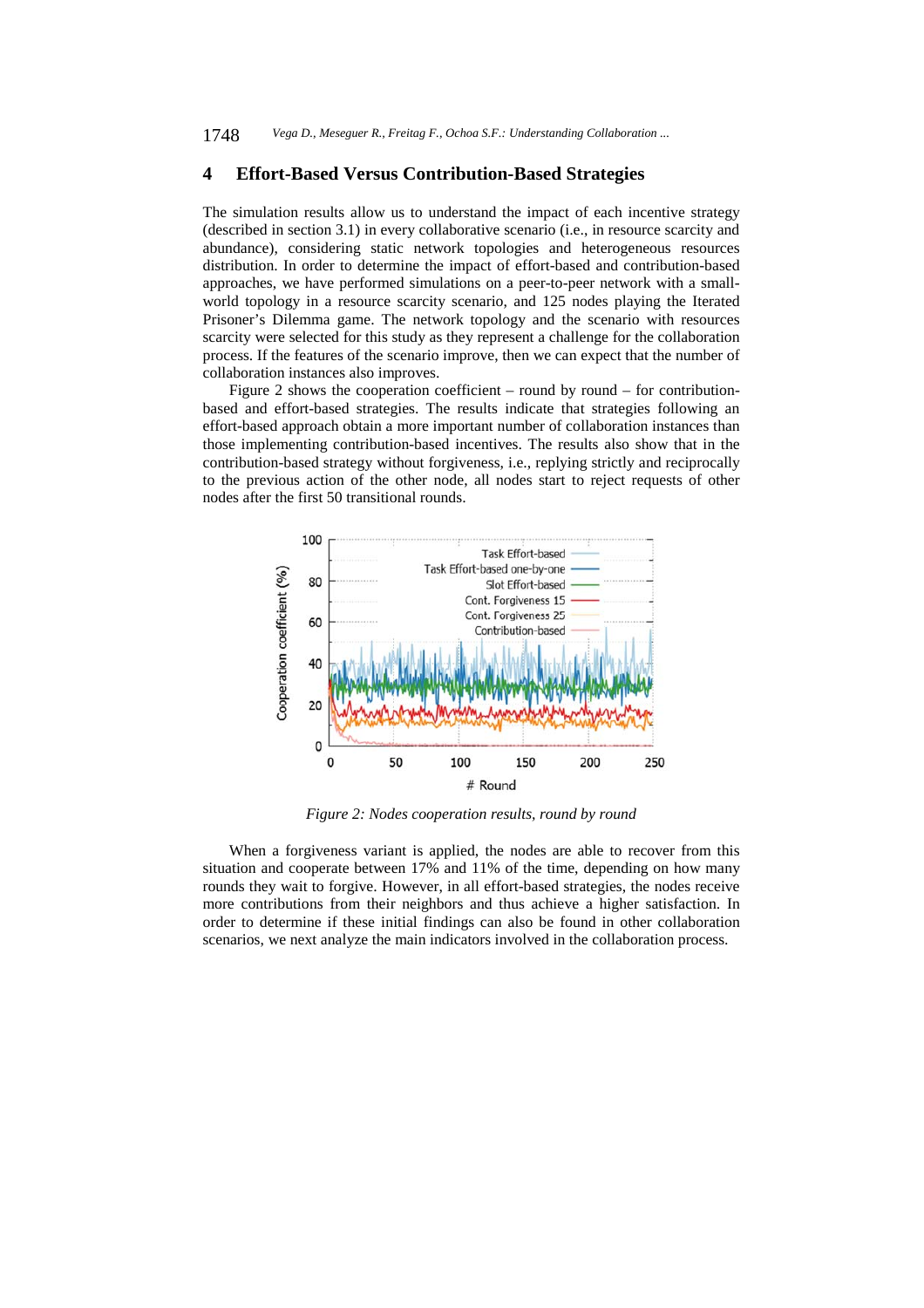## 4 Effort-Based Versus Contribution-Based Strategies

The simulation results allow us to understand the impact of each incentive strategy (described in section 3.1) in every collaborative scenario (i.e., in resource scarcity and abundance), considering static network topologies and heterogeneous resources distribution. In order to determine the impact of effort-based and contribution-based approaches, we have performed simulations on a peer-to-peer network with a small-world topology in a resource scarcity scenario, and 125 nodes playing the Iterated Prisoner's Dilemma game. The network topology and the scenario with resources scarcity were selected for this study as they represent a challenge for the collaboration process. If the features of the scenario improve, then we can expect that the number of collaboration instances also improves.

Figure 2 shows the cooperation coefficient – round by round – for contribution-based and effort-based strategies. The results indicate that strategies following an effort-based approach obtain a more important number of collaboration instances than those implementing contribution-based incentives. The results also show that in the contribution-based strategy without forgiveness, i.e., replying strictly and reciprocally to the previous action of the other node, all nodes start to reject requests of other nodes after the first 50 transitional rounds.

*Figure 2: Nodes cooperation results, round by round*

When a forgiveness variant is applied, the nodes are able to recover from this situation and cooperate between 17% and 11% of the time, depending on how many rounds they wait to forgive. However, in all effort-based strategies, the nodes receive more contributions from their neighbors and thus achieve a higher satisfaction. In order to determine if these initial findings can also be found in other collaboration scenarios, we next analyze the main indicators involved in the collaboration process.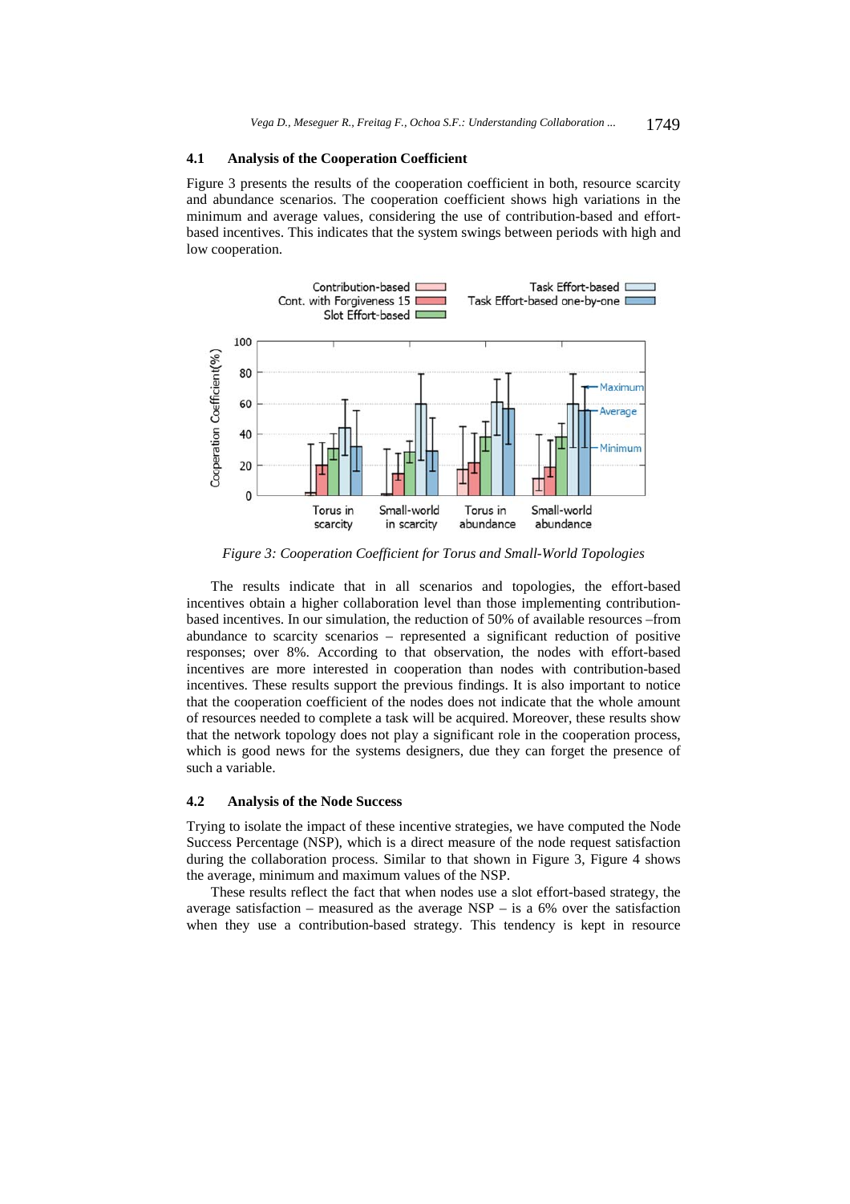### 4.1 Analysis of the Cooperation Coefficient

Figure 3 presents the results of the cooperation coefficient in both, resource scarcity and abundance scenarios. The cooperation coefficient shows high variations in the minimum and average values, considering the use of contribution-based and effort-based incentives. This indicates that the system swings between periods with high and low cooperation.

*Figure 3: Cooperation Coefficient for Torus and Small-World Topologies*

The results indicate that in all scenarios and topologies, the effort-based incentives obtain a higher collaboration level than those implementing contribution-based incentives. In our simulation, the reduction of 50% of available resources –from abundance to scarcity scenarios – represented a significant reduction of positive responses; over 8%. According to that observation, the nodes with effort-based incentives are more interested in cooperation than nodes with contribution-based incentives. These results support the previous findings. It is also important to notice that the cooperation coefficient of the nodes does not indicate that the whole amount of resources needed to complete a task will be acquired. Moreover, these results show that the network topology does not play a significant role in the cooperation process, which is good news for the systems designers, due they can forget the presence of such a variable.

### 4.2 Analysis of the Node Success

Trying to isolate the impact of these incentive strategies, we have computed the Node Success Percentage (NSP), which is a direct measure of the node request satisfaction during the collaboration process. Similar to that shown in Figure 3, Figure 4 shows the average, minimum and maximum values of the NSP.

These results reflect the fact that when nodes use a slot effort-based strategy, the average satisfaction – measured as the average NSP – is a 6% over the satisfaction when they use a contribution-based strategy. This tendency is kept in resource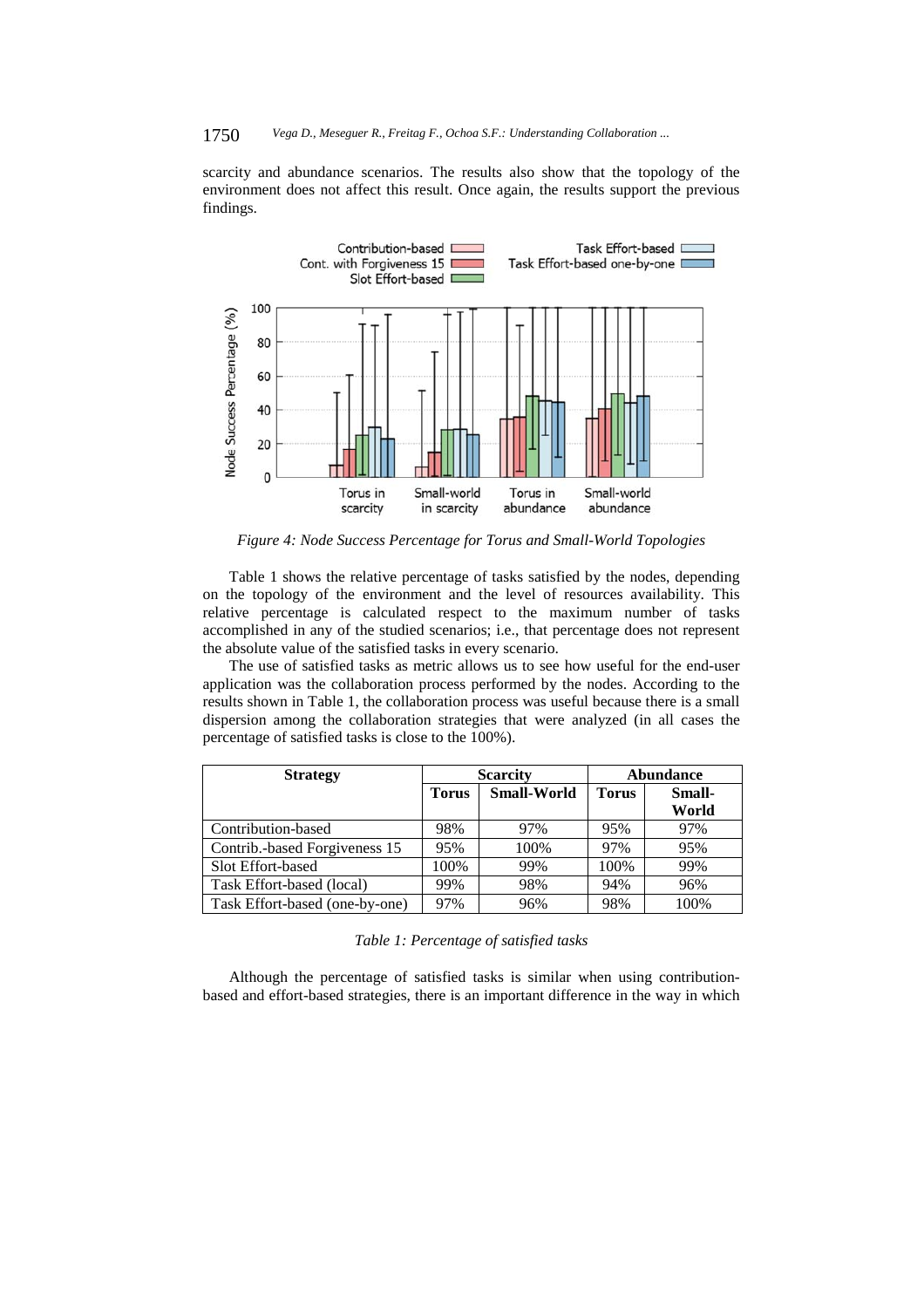scarcity and abundance scenarios. The results also show that the topology of the environment does not affect this result. Once again, the results support the previous findings.

*Figure 4: Node Success Percentage for Torus and Small-World Topologies*

Table 1 shows the relative percentage of tasks satisfied by the nodes, depending on the topology of the environment and the level of resources availability. This relative percentage is calculated respect to the maximum number of tasks accomplished in any of the studied scenarios; i.e., that percentage does not represent the absolute value of the satisfied tasks in every scenario.

The use of satisfied tasks as metric allows us to see how useful for the end-user application was the collaboration process performed by the nodes. According to the results shown in Table 1, the collaboration process was useful because there is a small dispersion among the collaboration strategies that were analyzed (in all cases the percentage of satisfied tasks is close to the 100%).

| Strategy | Scarcity | | Abundance | |
|---|---|---|---|---|
| | Torus | Small-World | Torus | Small-World |
| Contribution-based | 98% | 97% | 95% | 97% |
| Contrib.-based Forgiveness 15 | 95% | 100% | 97% | 95% |
| Slot Effort-based | 100% | 99% | 100% | 99% |
| Task Effort-based (local) | 99% | 98% | 94% | 96% |
| Task Effort-based (one-by-one) | 97% | 96% | 98% | 100% |

*Table 1: Percentage of satisfied tasks*

Although the percentage of satisfied tasks is similar when using contribution-based and effort-based strategies, there is an important difference in the way in which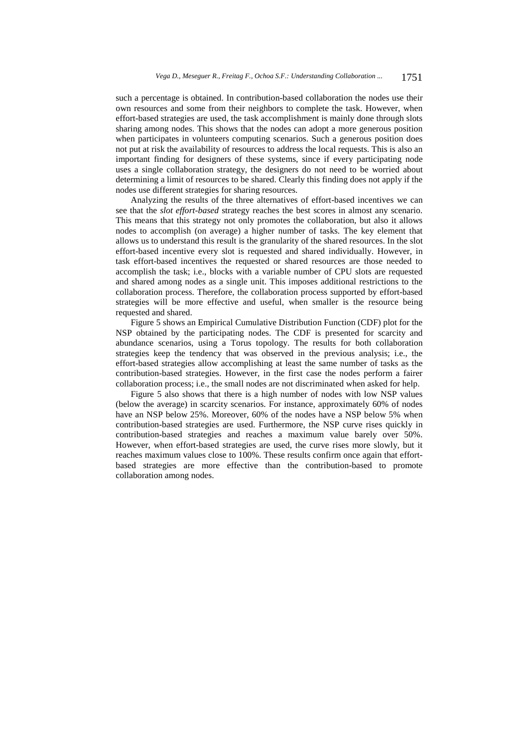such a percentage is obtained. In contribution-based collaboration the nodes use their own resources and some from their neighbors to complete the task. However, when effort-based strategies are used, the task accomplishment is mainly done through slots sharing among nodes. This shows that the nodes can adopt a more generous position when participates in volunteers computing scenarios. Such a generous position does not put at risk the availability of resources to address the local requests. This is also an important finding for designers of these systems, since if every participating node uses a single collaboration strategy, the designers do not need to be worried about determining a limit of resources to be shared. Clearly this finding does not apply if the nodes use different strategies for sharing resources.

Analyzing the results of the three alternatives of effort-based incentives we can see that the *slot effort-based* strategy reaches the best scores in almost any scenario. This means that this strategy not only promotes the collaboration, but also it allows nodes to accomplish (on average) a higher number of tasks. The key element that allows us to understand this result is the granularity of the shared resources. In the slot effort-based incentive every slot is requested and shared individually. However, in task effort-based incentives the requested or shared resources are those needed to accomplish the task; i.e., blocks with a variable number of CPU slots are requested and shared among nodes as a single unit. This imposes additional restrictions to the collaboration process. Therefore, the collaboration process supported by effort-based strategies will be more effective and useful, when smaller is the resource being requested and shared.

Figure 5 shows an Empirical Cumulative Distribution Function (CDF) plot for the NSP obtained by the participating nodes. The CDF is presented for scarcity and abundance scenarios, using a Torus topology. The results for both collaboration strategies keep the tendency that was observed in the previous analysis; i.e., the effort-based strategies allow accomplishing at least the same number of tasks as the contribution-based strategies. However, in the first case the nodes perform a fairer collaboration process; i.e., the small nodes are not discriminated when asked for help.

Figure 5 also shows that there is a high number of nodes with low NSP values (below the average) in scarcity scenarios. For instance, approximately 60% of nodes have an NSP below 25%. Moreover, 60% of the nodes have a NSP below 5% when contribution-based strategies are used. Furthermore, the NSP curve rises quickly in contribution-based strategies and reaches a maximum value barely over 50%. However, when effort-based strategies are used, the curve rises more slowly, but it reaches maximum values close to 100%. These results confirm once again that effort-based strategies are more effective than the contribution-based to promote collaboration among nodes.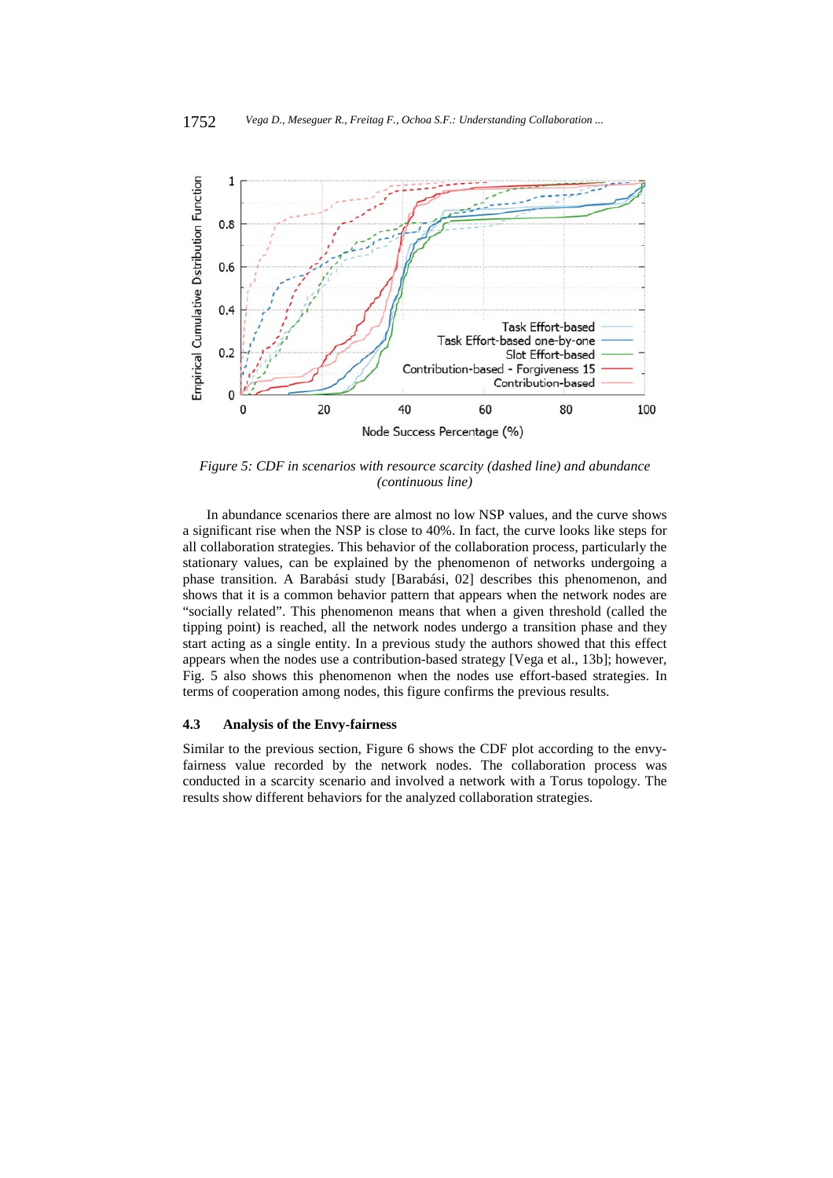*Figure 5: CDF in scenarios with resource scarcity (dashed line) and abundance (continuous line)*

In abundance scenarios there are almost no low NSP values, and the curve shows a significant rise when the NSP is close to 40%. In fact, the curve looks like steps for all collaboration strategies. This behavior of the collaboration process, particularly the stationary values, can be explained by the phenomenon of networks undergoing a phase transition. A Barabási study [Barabási, 02] describes this phenomenon, and shows that it is a common behavior pattern that appears when the network nodes are "socially related". This phenomenon means that when a given threshold (called the tipping point) is reached, all the network nodes undergo a transition phase and they start acting as a single entity. In a previous study the authors showed that this effect appears when the nodes use a contribution-based strategy [Vega et al., 13b]; however, Fig. 5 also shows this phenomenon when the nodes use effort-based strategies. In terms of cooperation among nodes, this figure confirms the previous results.

### 4.3 Analysis of the Envy-fairness

Similar to the previous section, Figure 6 shows the CDF plot according to the envy-fairness value recorded by the network nodes. The collaboration process was conducted in a scarcity scenario and involved a network with a Torus topology. The results show different behaviors for the analyzed collaboration strategies.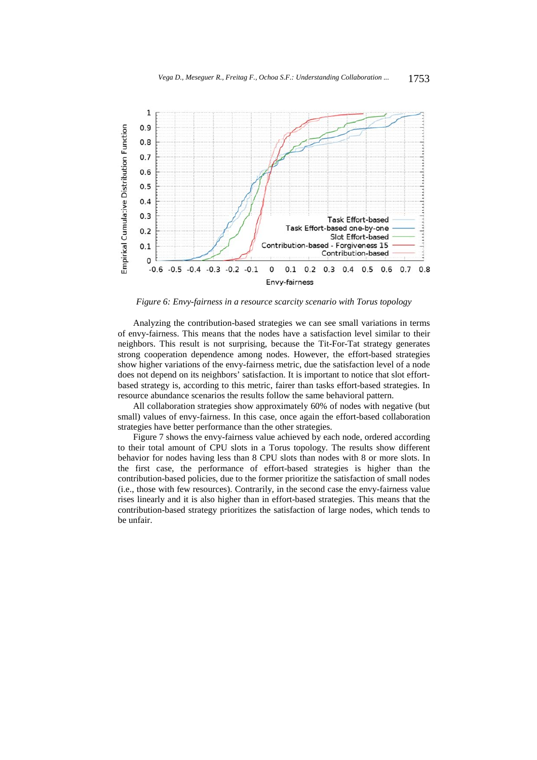*Figure 6: Envy-fairness in a resource scarcity scenario with Torus topology*

Analyzing the contribution-based strategies we can see small variations in terms of envy-fairness. This means that the nodes have a satisfaction level similar to their neighbors. This result is not surprising, because the Tit-For-Tat strategy generates strong cooperation dependence among nodes. However, the effort-based strategies show higher variations of the envy-fairness metric, due the satisfaction level of a node does not depend on its neighbors' satisfaction. It is important to notice that slot effort-based strategy is, according to this metric, fairer than tasks effort-based strategies. In resource abundance scenarios the results follow the same behavioral pattern.

All collaboration strategies show approximately 60% of nodes with negative (but small) values of envy-fairness. In this case, once again the effort-based collaboration strategies have better performance than the other strategies.

Figure 7 shows the envy-fairness value achieved by each node, ordered according to their total amount of CPU slots in a Torus topology. The results show different behavior for nodes having less than 8 CPU slots than nodes with 8 or more slots. In the first case, the performance of effort-based strategies is higher than the contribution-based policies, due to the former prioritize the satisfaction of small nodes (i.e., those with few resources). Contrarily, in the second case the envy-fairness value rises linearly and it is also higher than in effort-based strategies. This means that the contribution-based strategy prioritizes the satisfaction of large nodes, which tends to be unfair.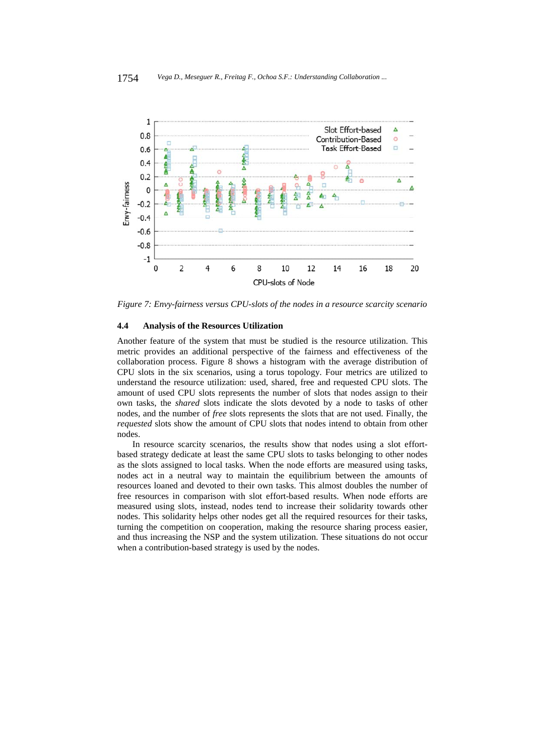*Figure 7: Envy-fairness versus CPU-slots of the nodes in a resource scarcity scenario*

### 4.4 Analysis of the Resources Utilization

Another feature of the system that must be studied is the resource utilization. This metric provides an additional perspective of the fairness and effectiveness of the collaboration process. Figure 8 shows a histogram with the average distribution of CPU slots in the six scenarios, using a torus topology. Four metrics are utilized to understand the resource utilization: used, shared, free and requested CPU slots. The amount of used CPU slots represents the number of slots that nodes assign to their own tasks, the *shared* slots indicate the slots devoted by a node to tasks of other nodes, and the number of *free* slots represents the slots that are not used. Finally, the *requested* slots show the amount of CPU slots that nodes intend to obtain from other nodes.

In resource scarcity scenarios, the results show that nodes using a slot effort-based strategy dedicate at least the same CPU slots to tasks belonging to other nodes as the slots assigned to local tasks. When the node efforts are measured using tasks, nodes act in a neutral way to maintain the equilibrium between the amounts of resources loaned and devoted to their own tasks. This almost doubles the number of free resources in comparison with slot effort-based results. When node efforts are measured using slots, instead, nodes tend to increase their solidarity towards other nodes. This solidarity helps other nodes get all the required resources for their tasks, turning the competition on cooperation, making the resource sharing process easier, and thus increasing the NSP and the system utilization. These situations do not occur when a contribution-based strategy is used by the nodes.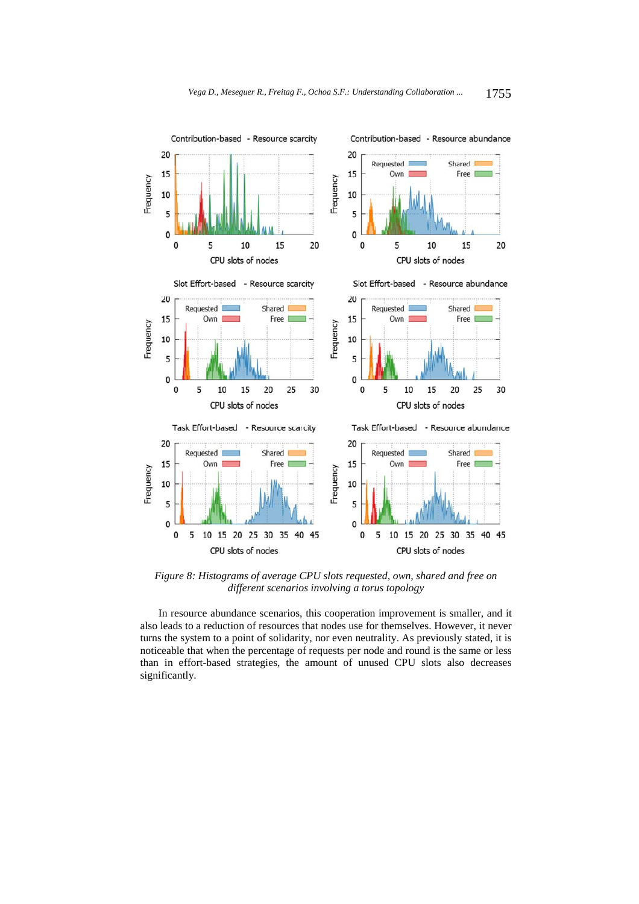*Figure 8: Histograms of average CPU slots requested, own, shared and free on different scenarios involving a torus topology*

In resource abundance scenarios, this cooperation improvement is smaller, and it also leads to a reduction of resources that nodes use for themselves. However, it never turns the system to a point of solidarity, nor even neutrality. As previously stated, it is noticeable that when the percentage of requests per node and round is the same or less than in effort-based strategies, the amount of unused CPU slots also decreases significantly.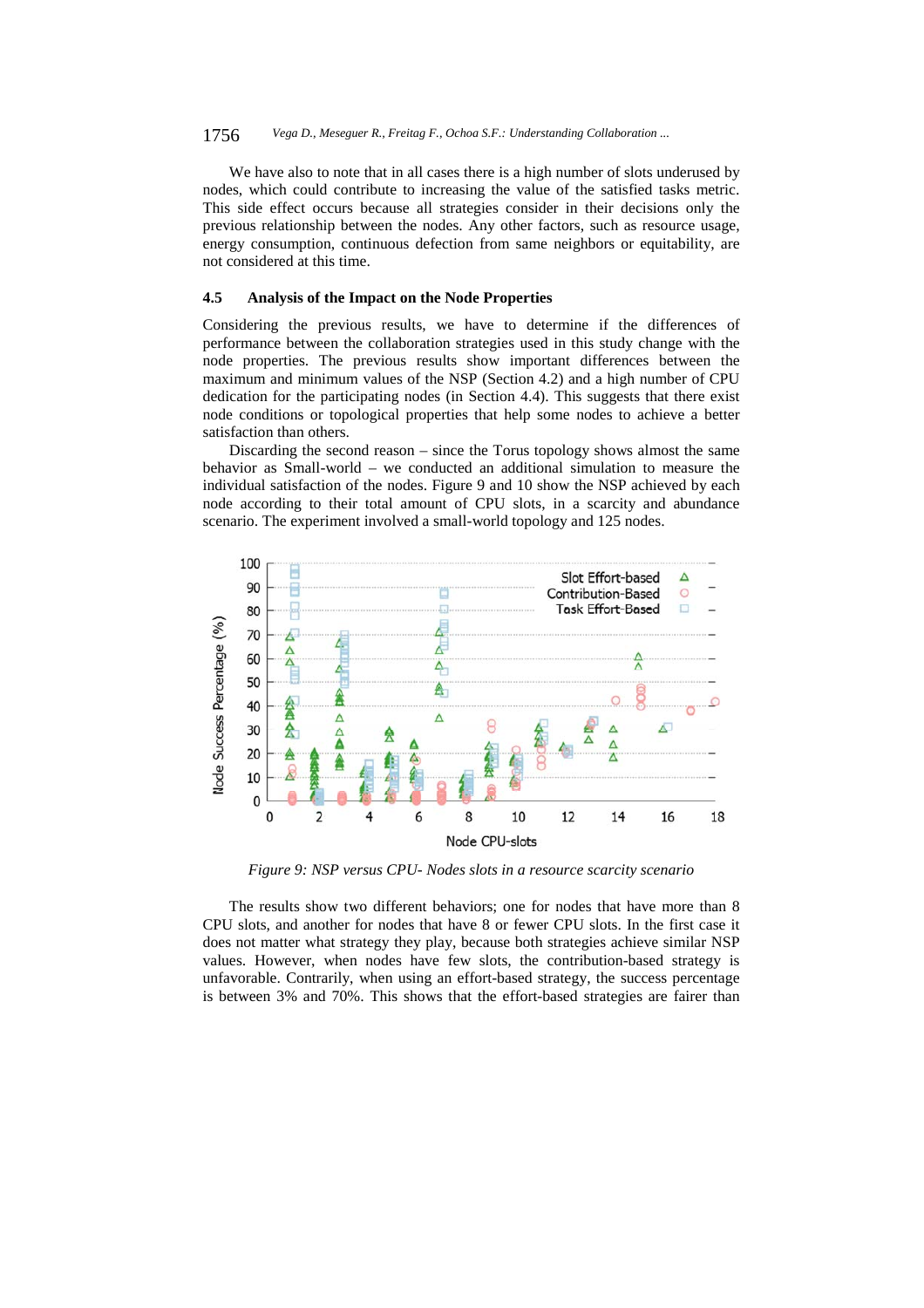We have also to note that in all cases there is a high number of slots underused by nodes, which could contribute to increasing the value of the satisfied tasks metric. This side effect occurs because all strategies consider in their decisions only the previous relationship between the nodes. Any other factors, such as resource usage, energy consumption, continuous defection from same neighbors or equitability, are not considered at this time.

### 4.5 Analysis of the Impact on the Node Properties

Considering the previous results, we have to determine if the differences of performance between the collaboration strategies used in this study change with the node properties. The previous results show important differences between the maximum and minimum values of the NSP (Section 4.2) and a high number of CPU dedication for the participating nodes (in Section 4.4). This suggests that there exist node conditions or topological properties that help some nodes to achieve a better satisfaction than others.

Discarding the second reason – since the Torus topology shows almost the same behavior as Small-world – we conducted an additional simulation to measure the individual satisfaction of the nodes. Figure 9 and 10 show the NSP achieved by each node according to their total amount of CPU slots, in a scarcity and abundance scenario. The experiment involved a small-world topology and 125 nodes.

*Figure 9: NSP versus CPU- Nodes slots in a resource scarcity scenario*

The results show two different behaviors; one for nodes that have more than 8 CPU slots, and another for nodes that have 8 or fewer CPU slots. In the first case it does not matter what strategy they play, because both strategies achieve similar NSP values. However, when nodes have few slots, the contribution-based strategy is unfavorable. Contrarily, when using an effort-based strategy, the success percentage is between 3% and 70%. This shows that the effort-based strategies are fairer than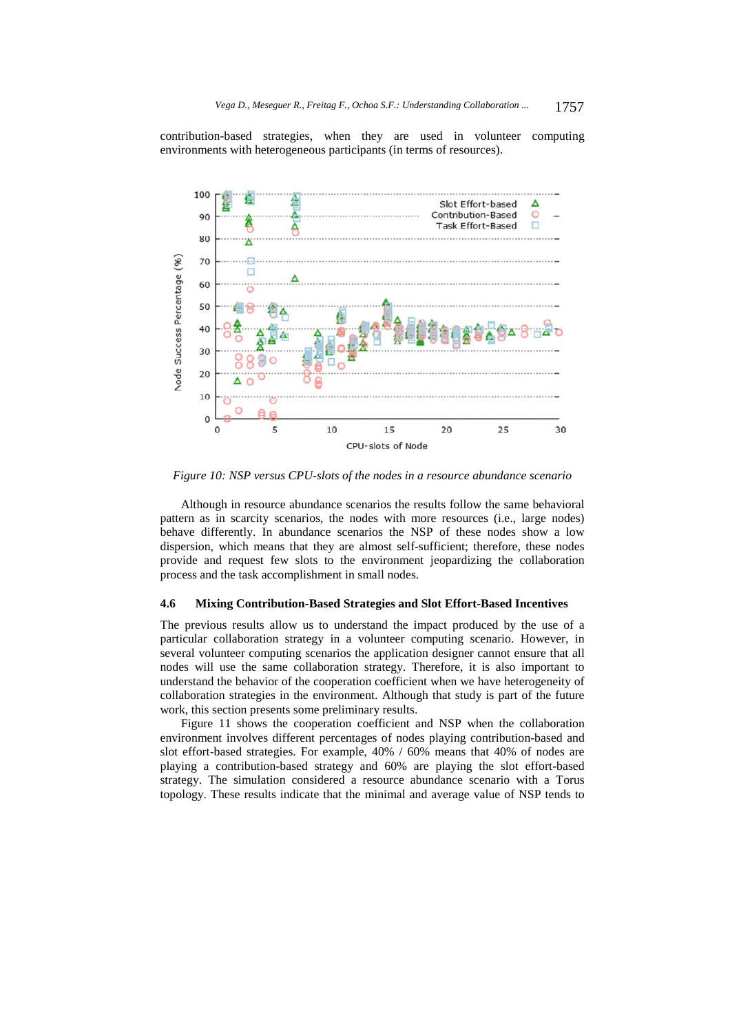contribution-based strategies, when they are used in volunteer computing environments with heterogeneous participants (in terms of resources).

Figure 10: NSP versus CPU-slots of the nodes in a resource abundance scenario

Although in resource abundance scenarios the results follow the same behavioral pattern as in scarcity scenarios, the nodes with more resources (i.e., large nodes) behave differently. In abundance scenarios the NSP of these nodes show a low dispersion, which means that they are almost self-sufficient; therefore, these nodes provide and request few slots to the environment jeopardizing the collaboration process and the task accomplishment in small nodes.

### 4.6 Mixing Contribution-Based Strategies and Slot Effort-Based Incentives

The previous results allow us to understand the impact produced by the use of a particular collaboration strategy in a volunteer computing scenario. However, in several volunteer computing scenarios the application designer cannot ensure that all nodes will use the same collaboration strategy. Therefore, it is also important to understand the behavior of the cooperation coefficient when we have heterogeneity of collaboration strategies in the environment. Although that study is part of the future work, this section presents some preliminary results.

Figure 11 shows the cooperation coefficient and NSP when the collaboration environment involves different percentages of nodes playing contribution-based and slot effort-based strategies. For example, 40% / 60% means that 40% of nodes are playing a contribution-based strategy and 60% are playing the slot effort-based strategy. The simulation considered a resource abundance scenario with a Torus topology. These results indicate that the minimal and average value of NSP tends to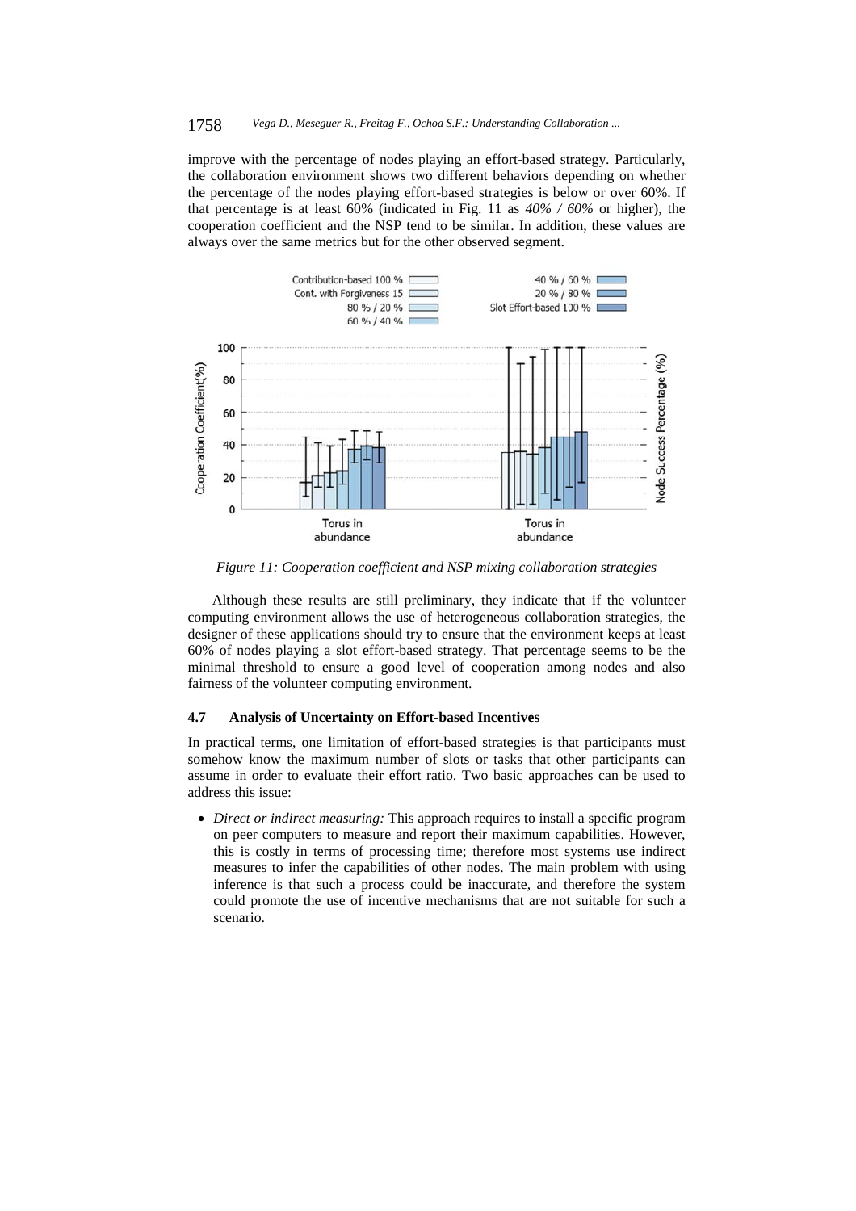improve with the percentage of nodes playing an effort-based strategy. Particularly, the collaboration environment shows two different behaviors depending on whether the percentage of the nodes playing effort-based strategies is below or over 60%. If that percentage is at least 60% (indicated in Fig. 11 as *40% / 60%* or higher), the cooperation coefficient and the NSP tend to be similar. In addition, these values are always over the same metrics but for the other observed segment.

*Figure 11: Cooperation coefficient and NSP mixing collaboration strategies*

Although these results are still preliminary, they indicate that if the volunteer computing environment allows the use of heterogeneous collaboration strategies, the designer of these applications should try to ensure that the environment keeps at least 60% of nodes playing a slot effort-based strategy. That percentage seems to be the minimal threshold to ensure a good level of cooperation among nodes and also fairness of the volunteer computing environment.

### 4.7 Analysis of Uncertainty on Effort-based Incentives

In practical terms, one limitation of effort-based strategies is that participants must somehow know the maximum number of slots or tasks that other participants can assume in order to evaluate their effort ratio. Two basic approaches can be used to address this issue:

- *Direct or indirect measuring:* This approach requires to install a specific program on peer computers to measure and report their maximum capabilities. However, this is costly in terms of processing time; therefore most systems use indirect measures to infer the capabilities of other nodes. The main problem with using inference is that such a process could be inaccurate, and therefore the system could promote the use of incentive mechanisms that are not suitable for such a scenario.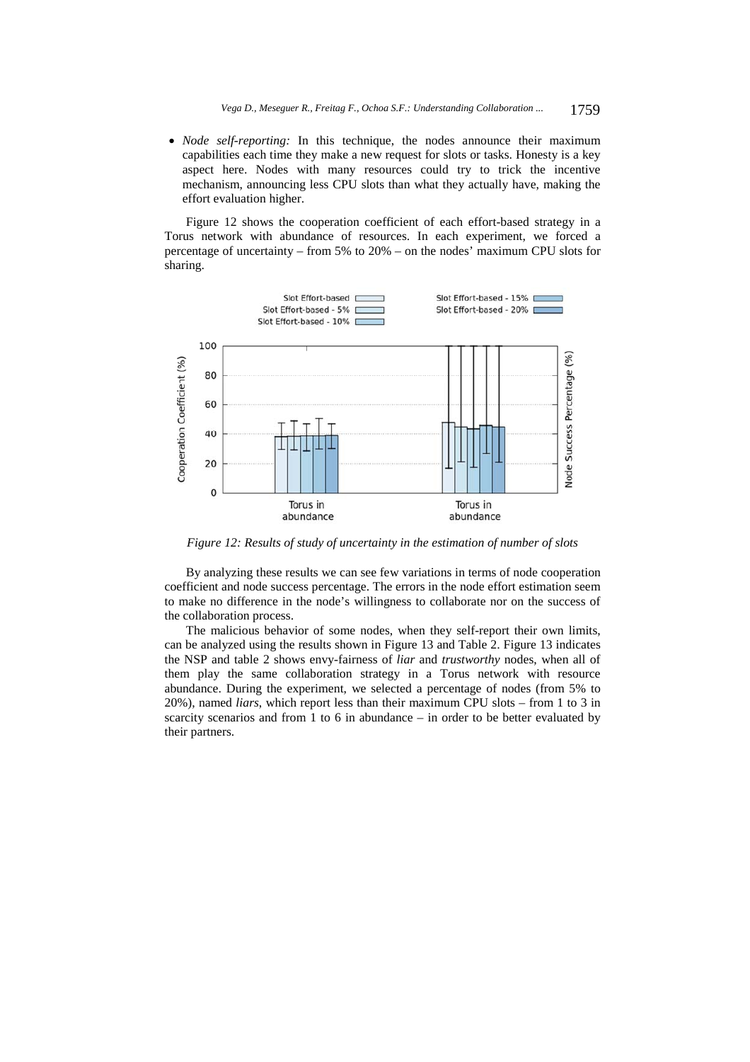- *Node self-reporting:* In this technique, the nodes announce their maximum capabilities each time they make a new request for slots or tasks. Honesty is a key aspect here. Nodes with many resources could try to trick the incentive mechanism, announcing less CPU slots than what they actually have, making the effort evaluation higher.

Figure 12 shows the cooperation coefficient of each effort-based strategy in a Torus network with abundance of resources. In each experiment, we forced a percentage of uncertainty – from 5% to 20% – on the nodes' maximum CPU slots for sharing.

*Figure 12: Results of study of uncertainty in the estimation of number of slots*

By analyzing these results we can see few variations in terms of node cooperation coefficient and node success percentage. The errors in the node effort estimation seem to make no difference in the node's willingness to collaborate nor on the success of the collaboration process.

The malicious behavior of some nodes, when they self-report their own limits, can be analyzed using the results shown in Figure 13 and Table 2. Figure 13 indicates the NSP and table 2 shows envy-fairness of *liar* and *trustworthy* nodes, when all of them play the same collaboration strategy in a Torus network with resource abundance. During the experiment, we selected a percentage of nodes (from 5% to 20%), named *liars*, which report less than their maximum CPU slots – from 1 to 3 in scarcity scenarios and from 1 to 6 in abundance – in order to be better evaluated by their partners.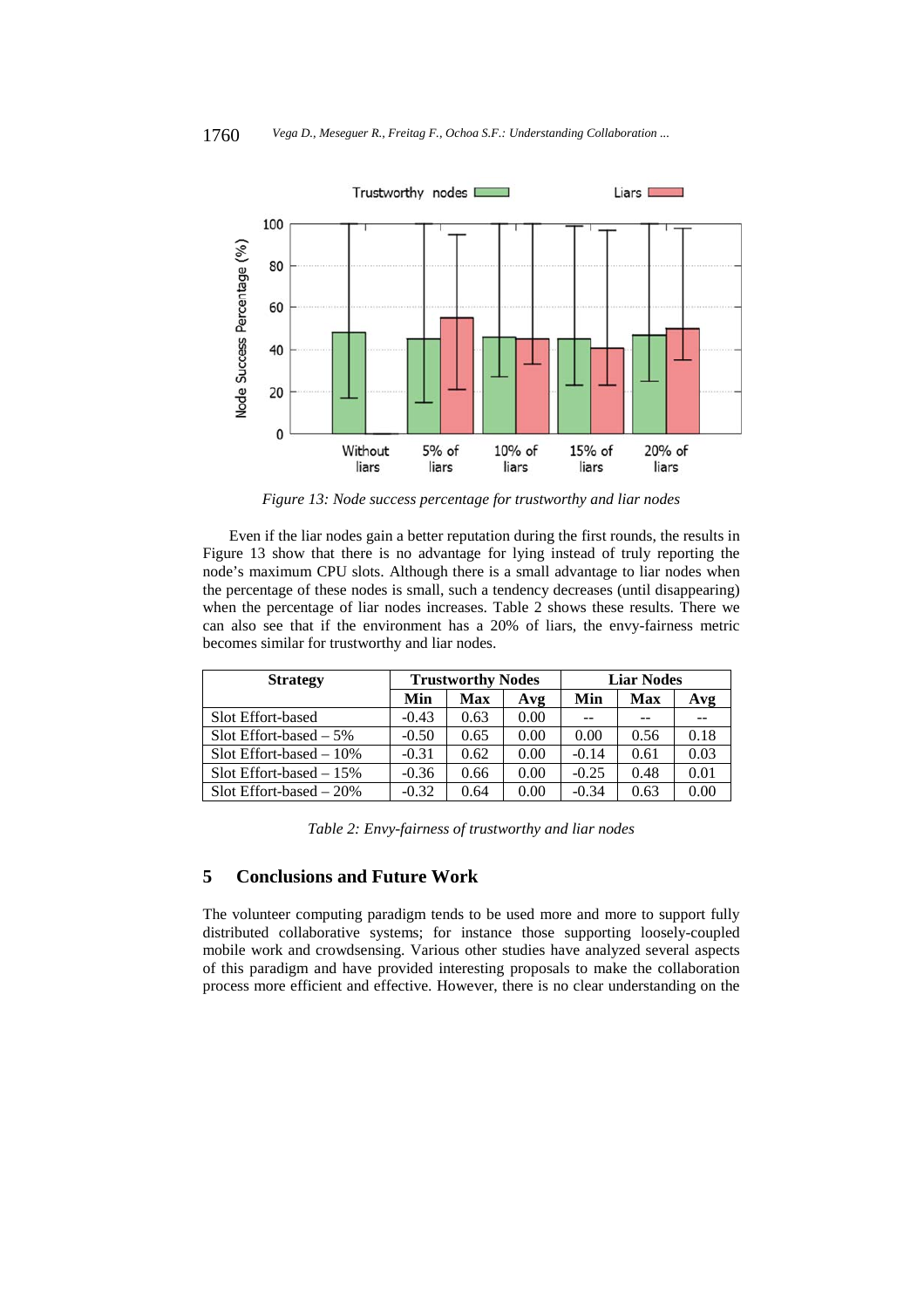Figure 13: Node success percentage for trustworthy and liar nodes

Even if the liar nodes gain a better reputation during the first rounds, the results in Figure 13 show that there is no advantage for lying instead of truly reporting the node's maximum CPU slots. Although there is a small advantage to liar nodes when the percentage of these nodes is small, such a tendency decreases (until disappearing) when the percentage of liar nodes increases. Table 2 shows these results. There we can also see that if the environment has a 20% of liars, the envy-fairness metric becomes similar for trustworthy and liar nodes.

| Strategy | Trustworthy Nodes | | | Liar Nodes | | |
|---|---|---|---|---|---|---|
| | **Min** | **Max** | **Avg** | **Min** | **Max** | **Avg** |
| Slot Effort-based | -0.43 | 0.63 | 0.00 | -- | -- | -- |
| Slot Effort-based – 5% | -0.50 | 0.65 | 0.00 | 0.00 | 0.56 | 0.18 |
| Slot Effort-based – 10% | -0.31 | 0.62 | 0.00 | -0.14 | 0.61 | 0.03 |
| Slot Effort-based – 15% | -0.36 | 0.66 | 0.00 | -0.25 | 0.48 | 0.01 |
| Slot Effort-based – 20% | -0.32 | 0.64 | 0.00 | -0.34 | 0.63 | 0.00 |

*Table 2: Envy-fairness of trustworthy and liar nodes*

## 5 Conclusions and Future Work

The volunteer computing paradigm tends to be used more and more to support fully distributed collaborative systems; for instance those supporting loosely-coupled mobile work and crowdsensing. Various other studies have analyzed several aspects of this paradigm and have provided interesting proposals to make the collaboration process more efficient and effective. However, there is no clear understanding on the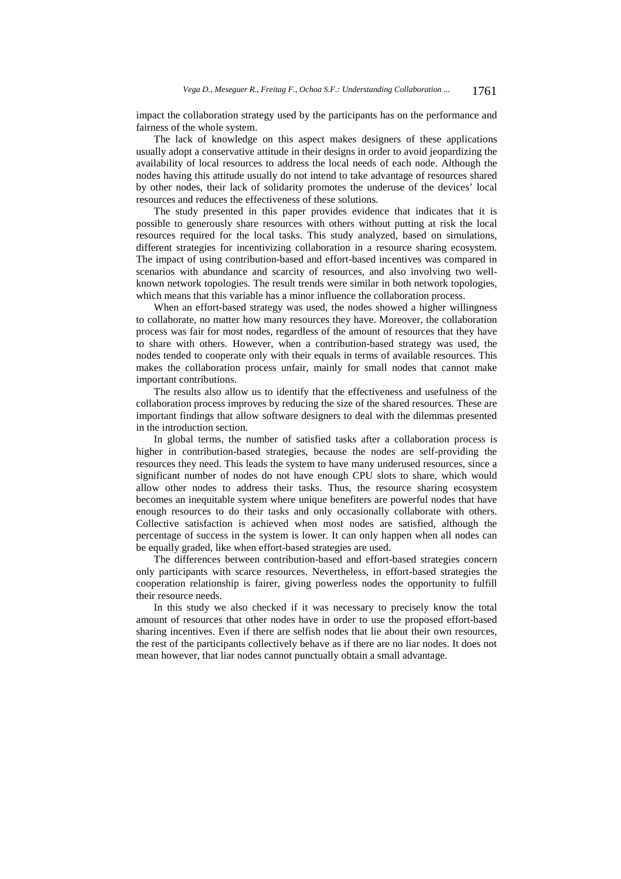impact the collaboration strategy used by the participants has on the performance and fairness of the whole system.

The lack of knowledge on this aspect makes designers of these applications usually adopt a conservative attitude in their designs in order to avoid jeopardizing the availability of local resources to address the local needs of each node. Although the nodes having this attitude usually do not intend to take advantage of resources shared by other nodes, their lack of solidarity promotes the underuse of the devices' local resources and reduces the effectiveness of these solutions.

The study presented in this paper provides evidence that indicates that it is possible to generously share resources with others without putting at risk the local resources required for the local tasks. This study analyzed, based on simulations, different strategies for incentivizing collaboration in a resource sharing ecosystem. The impact of using contribution-based and effort-based incentives was compared in scenarios with abundance and scarcity of resources, and also involving two well-known network topologies. The result trends were similar in both network topologies, which means that this variable has a minor influence the collaboration process.

When an effort-based strategy was used, the nodes showed a higher willingness to collaborate, no matter how many resources they have. Moreover, the collaboration process was fair for most nodes, regardless of the amount of resources that they have to share with others. However, when a contribution-based strategy was used, the nodes tended to cooperate only with their equals in terms of available resources. This makes the collaboration process unfair, mainly for small nodes that cannot make important contributions.

The results also allow us to identify that the effectiveness and usefulness of the collaboration process improves by reducing the size of the shared resources. These are important findings that allow software designers to deal with the dilemmas presented in the introduction section.

In global terms, the number of satisfied tasks after a collaboration process is higher in contribution-based strategies, because the nodes are self-providing the resources they need. This leads the system to have many underused resources, since a significant number of nodes do not have enough CPU slots to share, which would allow other nodes to address their tasks. Thus, the resource sharing ecosystem becomes an inequitable system where unique benefiters are powerful nodes that have enough resources to do their tasks and only occasionally collaborate with others. Collective satisfaction is achieved when most nodes are satisfied, although the percentage of success in the system is lower. It can only happen when all nodes can be equally graded, like when effort-based strategies are used.

The differences between contribution-based and effort-based strategies concern only participants with scarce resources. Nevertheless, in effort-based strategies the cooperation relationship is fairer, giving powerless nodes the opportunity to fulfill their resource needs.

In this study we also checked if it was necessary to precisely know the total amount of resources that other nodes have in order to use the proposed effort-based sharing incentives. Even if there are selfish nodes that lie about their own resources, the rest of the participants collectively behave as if there are no liar nodes. It does not mean however, that liar nodes cannot punctually obtain a small advantage.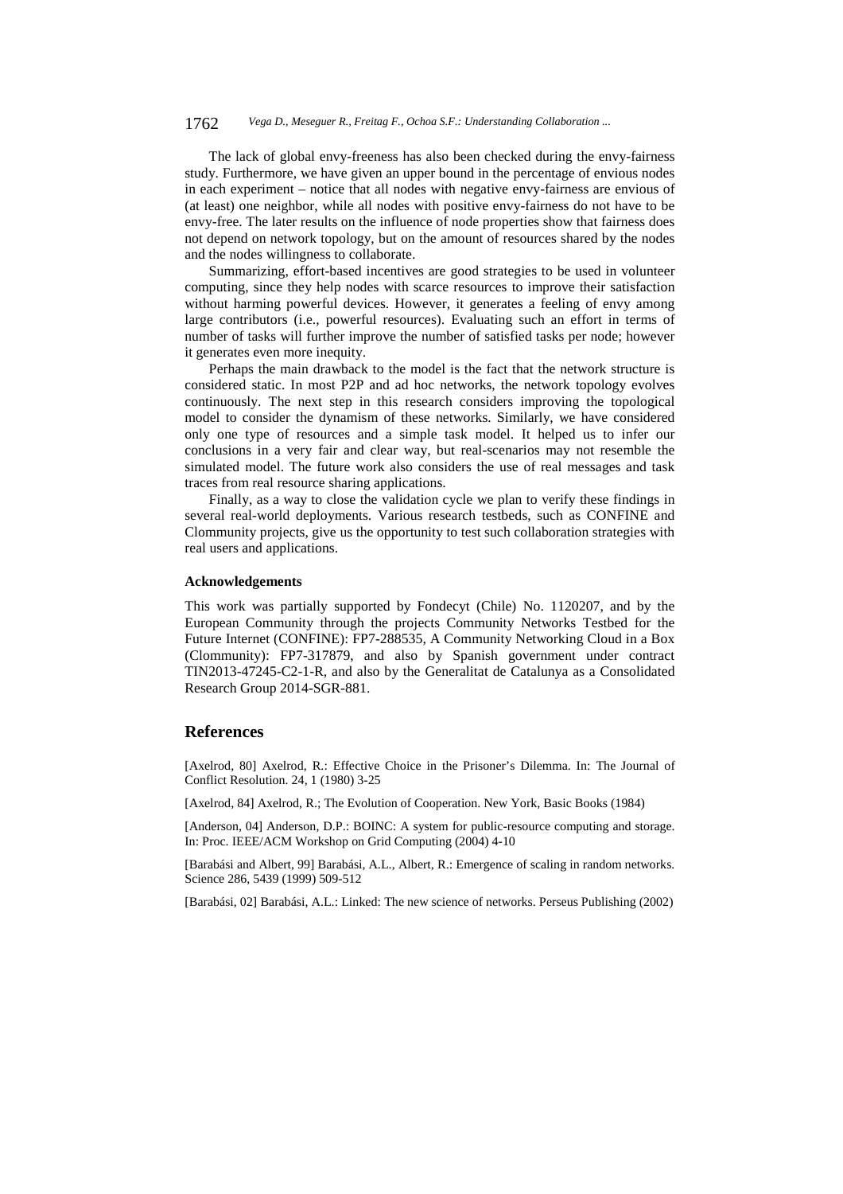The lack of global envy-freeness has also been checked during the envy-fairness study. Furthermore, we have given an upper bound in the percentage of envious nodes in each experiment – notice that all nodes with negative envy-fairness are envious of (at least) one neighbor, while all nodes with positive envy-fairness do not have to be envy-free. The later results on the influence of node properties show that fairness does not depend on network topology, but on the amount of resources shared by the nodes and the nodes willingness to collaborate.

Summarizing, effort-based incentives are good strategies to be used in volunteer computing, since they help nodes with scarce resources to improve their satisfaction without harming powerful devices. However, it generates a feeling of envy among large contributors (i.e., powerful resources). Evaluating such an effort in terms of number of tasks will further improve the number of satisfied tasks per node; however it generates even more inequity.

Perhaps the main drawback to the model is the fact that the network structure is considered static. In most P2P and ad hoc networks, the network topology evolves continuously. The next step in this research considers improving the topological model to consider the dynamism of these networks. Similarly, we have considered only one type of resources and a simple task model. It helped us to infer our conclusions in a very fair and clear way, but real-scenarios may not resemble the simulated model. The future work also considers the use of real messages and task traces from real resource sharing applications.

Finally, as a way to close the validation cycle we plan to verify these findings in several real-world deployments. Various research testbeds, such as CONFINE and Clommunity projects, give us the opportunity to test such collaboration strategies with real users and applications.

#### Acknowledgements

This work was partially supported by Fondecyt (Chile) No. 1120207, and by the European Community through the projects Community Networks Testbed for the Future Internet (CONFINE): FP7-288535, A Community Networking Cloud in a Box (Clommunity): FP7-317879, and also by Spanish government under contract TIN2013-47245-C2-1-R, and also by the Generalitat de Catalunya as a Consolidated Research Group 2014-SGR-881.

## References

[Axelrod, 80] Axelrod, R.: Effective Choice in the Prisoner's Dilemma. In: The Journal of Conflict Resolution. 24, 1 (1980) 3-25

[Axelrod, 84] Axelrod, R.; The Evolution of Cooperation. New York, Basic Books (1984)

[Anderson, 04] Anderson, D.P.: BOINC: A system for public-resource computing and storage. In: Proc. IEEE/ACM Workshop on Grid Computing (2004) 4-10

[Barabási and Albert, 99] Barabási, A.L., Albert, R.: Emergence of scaling in random networks. Science 286, 5439 (1999) 509-512

[Barabási, 02] Barabási, A.L.: Linked: The new science of networks. Perseus Publishing (2002)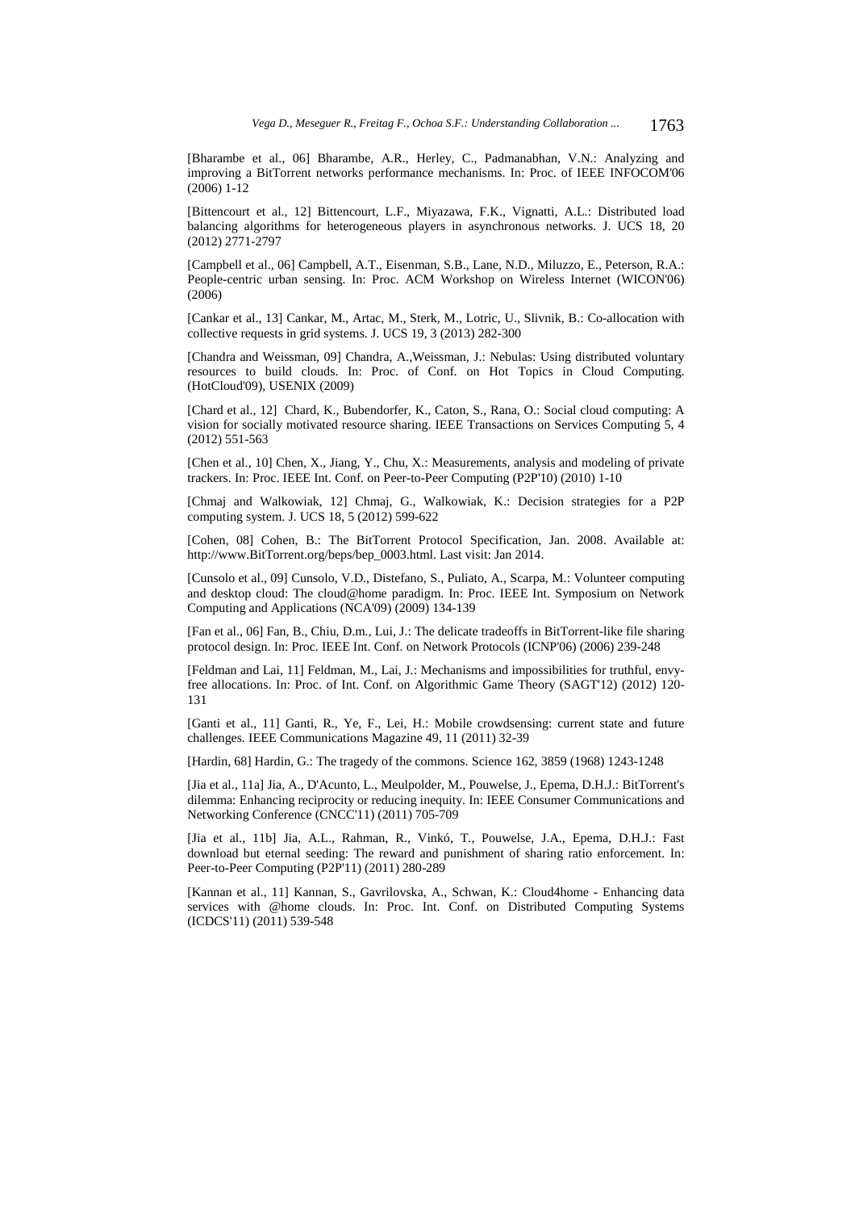[Bharambe et al., 06] Bharambe, A.R., Herley, C., Padmanabhan, V.N.: Analyzing and improving a BitTorrent networks performance mechanisms. In: Proc. of IEEE INFOCOM'06 (2006) 1-12

[Bittencourt et al., 12] Bittencourt, L.F., Miyazawa, F.K., Vignatti, A.L.: Distributed load balancing algorithms for heterogeneous players in asynchronous networks. J. UCS 18, 20 (2012) 2771-2797

[Campbell et al., 06] Campbell, A.T., Eisenman, S.B., Lane, N.D., Miluzzo, E., Peterson, R.A.: People-centric urban sensing. In: Proc. ACM Workshop on Wireless Internet (WICON'06) (2006)

[Cankar et al., 13] Cankar, M., Artac, M., Sterk, M., Lotric, U., Slivnik, B.: Co-allocation with collective requests in grid systems. J. UCS 19, 3 (2013) 282-300

[Chandra and Weissman, 09] Chandra, A.,Weissman, J.: Nebulas: Using distributed voluntary resources to build clouds. In: Proc. of Conf. on Hot Topics in Cloud Computing. (HotCloud'09), USENIX (2009)

[Chard et al., 12] Chard, K., Bubendorfer, K., Caton, S., Rana, O.: Social cloud computing: A vision for socially motivated resource sharing. IEEE Transactions on Services Computing 5, 4 (2012) 551-563

[Chen et al., 10] Chen, X., Jiang, Y., Chu, X.: Measurements, analysis and modeling of private trackers. In: Proc. IEEE Int. Conf. on Peer-to-Peer Computing (P2P'10) (2010) 1-10

[Chmaj and Walkowiak, 12] Chmaj, G., Walkowiak, K.: Decision strategies for a P2P computing system. J. UCS 18, 5 (2012) 599-622

[Cohen, 08] Cohen, B.: The BitTorrent Protocol Specification, Jan. 2008. Available at: http://www.BitTorrent.org/beps/bep_0003.html. Last visit: Jan 2014.

[Cunsolo et al., 09] Cunsolo, V.D., Distefano, S., Puliato, A., Scarpa, M.: Volunteer computing and desktop cloud: The cloud@home paradigm. In: Proc. IEEE Int. Symposium on Network Computing and Applications (NCA'09) (2009) 134-139

[Fan et al., 06] Fan, B., Chiu, D.m., Lui, J.: The delicate tradeoffs in BitTorrent-like file sharing protocol design. In: Proc. IEEE Int. Conf. on Network Protocols (ICNP'06) (2006) 239-248

[Feldman and Lai, 11] Feldman, M., Lai, J.: Mechanisms and impossibilities for truthful, envy-free allocations. In: Proc. of Int. Conf. on Algorithmic Game Theory (SAGT'12) (2012) 120-131

[Ganti et al., 11] Ganti, R., Ye, F., Lei, H.: Mobile crowdsensing: current state and future challenges. IEEE Communications Magazine 49, 11 (2011) 32-39

[Hardin, 68] Hardin, G.: The tragedy of the commons. Science 162, 3859 (1968) 1243-1248

[Jia et al., 11a] Jia, A., D'Acunto, L., Meulpolder, M., Pouwelse, J., Epema, D.H.J.: BitTorrent's dilemma: Enhancing reciprocity or reducing inequity. In: IEEE Consumer Communications and Networking Conference (CNCC'11) (2011) 705-709

[Jia et al., 11b] Jia, A.L., Rahman, R., Vinkó, T., Pouwelse, J.A., Epema, D.H.J.: Fast download but eternal seeding: The reward and punishment of sharing ratio enforcement. In: Peer-to-Peer Computing (P2P'11) (2011) 280-289

[Kannan et al., 11] Kannan, S., Gavrilovska, A., Schwan, K.: Cloud4home - Enhancing data services with @home clouds. In: Proc. Int. Conf. on Distributed Computing Systems (ICDCS'11) (2011) 539-548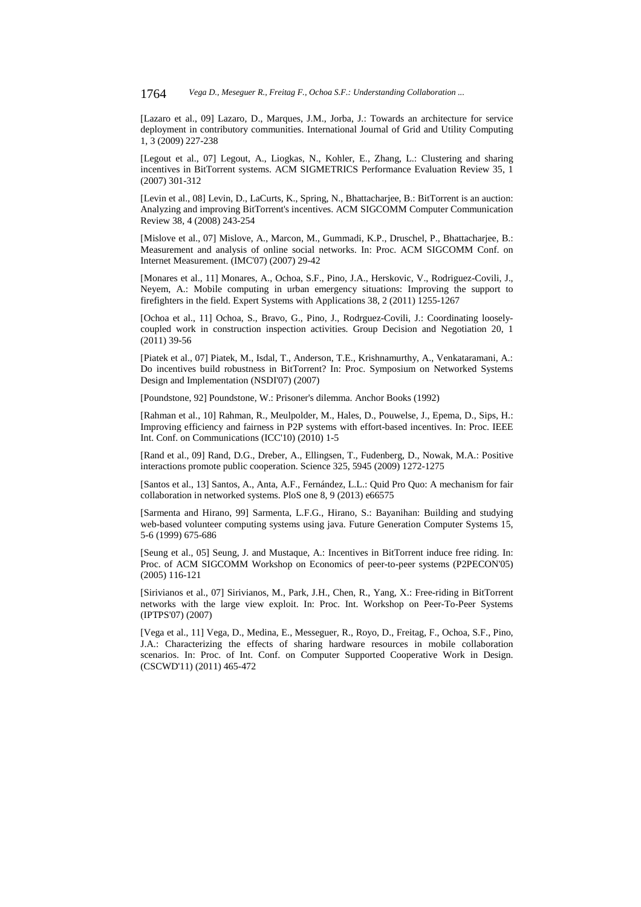[Lazaro et al., 09] Lazaro, D., Marques, J.M., Jorba, J.: Towards an architecture for service deployment in contributory communities. International Journal of Grid and Utility Computing 1, 3 (2009) 227-238

[Legout et al., 07] Legout, A., Liogkas, N., Kohler, E., Zhang, L.: Clustering and sharing incentives in BitTorrent systems. ACM SIGMETRICS Performance Evaluation Review 35, 1 (2007) 301-312

[Levin et al., 08] Levin, D., LaCurts, K., Spring, N., Bhattacharjee, B.: BitTorrent is an auction: Analyzing and improving BitTorrent's incentives. ACM SIGCOMM Computer Communication Review 38, 4 (2008) 243-254

[Mislove et al., 07] Mislove, A., Marcon, M., Gummadi, K.P., Druschel, P., Bhattacharjee, B.: Measurement and analysis of online social networks. In: Proc. ACM SIGCOMM Conf. on Internet Measurement. (IMC'07) (2007) 29-42

[Monares et al., 11] Monares, A., Ochoa, S.F., Pino, J.A., Herskovic, V., Rodriguez-Covili, J., Neyem, A.: Mobile computing in urban emergency situations: Improving the support to firefighters in the field. Expert Systems with Applications 38, 2 (2011) 1255-1267

[Ochoa et al., 11] Ochoa, S., Bravo, G., Pino, J., Rodrguez-Covili, J.: Coordinating loosely-coupled work in construction inspection activities. Group Decision and Negotiation 20, 1 (2011) 39-56

[Piatek et al., 07] Piatek, M., Isdal, T., Anderson, T.E., Krishnamurthy, A., Venkataramani, A.: Do incentives build robustness in BitTorrent? In: Proc. Symposium on Networked Systems Design and Implementation (NSDI'07) (2007)

[Poundstone, 92] Poundstone, W.: Prisoner's dilemma. Anchor Books (1992)

[Rahman et al., 10] Rahman, R., Meulpolder, M., Hales, D., Pouwelse, J., Epema, D., Sips, H.: Improving efficiency and fairness in P2P systems with effort-based incentives. In: Proc. IEEE Int. Conf. on Communications (ICC'10) (2010) 1-5

[Rand et al., 09] Rand, D.G., Dreber, A., Ellingsen, T., Fudenberg, D., Nowak, M.A.: Positive interactions promote public cooperation. Science 325, 5945 (2009) 1272-1275

[Santos et al., 13] Santos, A., Anta, A.F., Fernández, L.L.: Quid Pro Quo: A mechanism for fair collaboration in networked systems. PloS one 8, 9 (2013) e66575

[Sarmenta and Hirano, 99] Sarmenta, L.F.G., Hirano, S.: Bayanihan: Building and studying web-based volunteer computing systems using java. Future Generation Computer Systems 15, 5-6 (1999) 675-686

[Seung et al., 05] Seung, J. and Mustaque, A.: Incentives in BitTorrent induce free riding. In: Proc. of ACM SIGCOMM Workshop on Economics of peer-to-peer systems (P2PECON'05) (2005) 116-121

[Sirivianos et al., 07] Sirivianos, M., Park, J.H., Chen, R., Yang, X.: Free-riding in BitTorrent networks with the large view exploit. In: Proc. Int. Workshop on Peer-To-Peer Systems (IPTPS'07) (2007)

[Vega et al., 11] Vega, D., Medina, E., Messeguer, R., Royo, D., Freitag, F., Ochoa, S.F., Pino, J.A.: Characterizing the effects of sharing hardware resources in mobile collaboration scenarios. In: Proc. of Int. Conf. on Computer Supported Cooperative Work in Design. (CSCWD'11) (2011) 465-472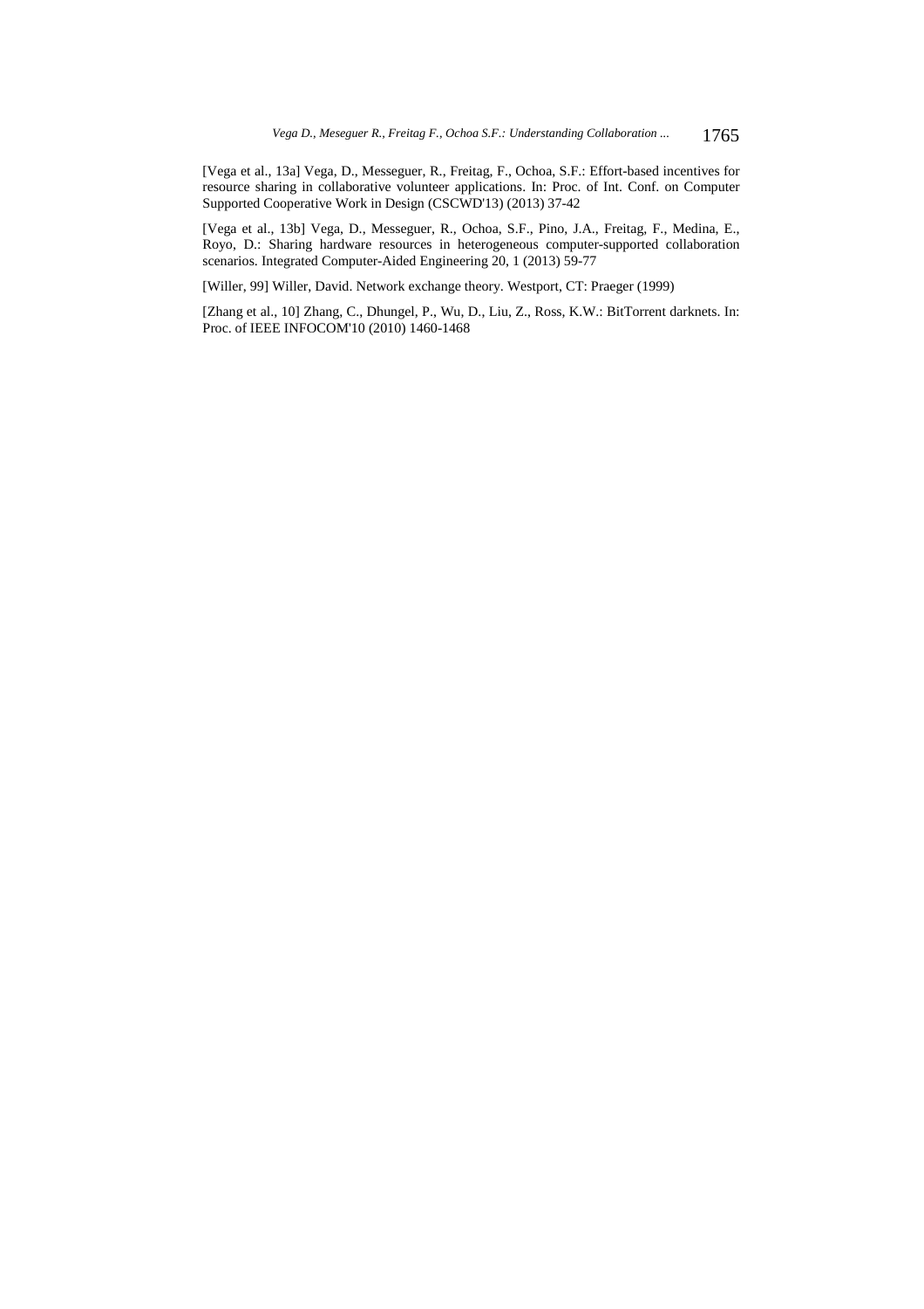[Vega et al., 13a] Vega, D., Messeguer, R., Freitag, F., Ochoa, S.F.: Effort-based incentives for resource sharing in collaborative volunteer applications. In: Proc. of Int. Conf. on Computer Supported Cooperative Work in Design (CSCWD'13) (2013) 37-42

[Vega et al., 13b] Vega, D., Messeguer, R., Ochoa, S.F., Pino, J.A., Freitag, F., Medina, E., Royo, D.: Sharing hardware resources in heterogeneous computer-supported collaboration scenarios. Integrated Computer-Aided Engineering 20, 1 (2013) 59-77

[Willer, 99] Willer, David. Network exchange theory. Westport, CT: Praeger (1999)

[Zhang et al., 10] Zhang, C., Dhungel, P., Wu, D., Liu, Z., Ross, K.W.: BitTorrent darknets. In: Proc. of IEEE INFOCOM'10 (2010) 1460-1468